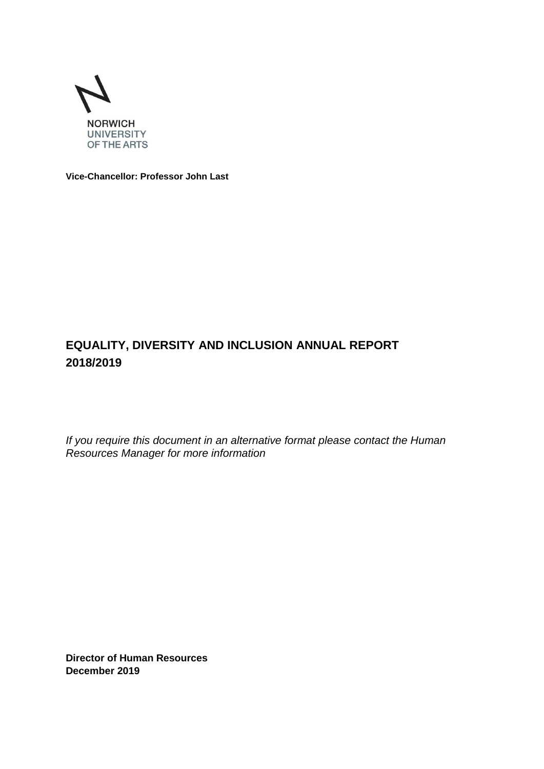NORWICH
UNIVERSITY
OF THE ARTS

**Vice-Chancellor: Professor John Last**

# EQUALITY, DIVERSITY AND INCLUSION ANNUAL REPORT 2018/2019

*If you require this document in an alternative format please contact the Human Resources Manager for more information*

**Director of Human Resources**
**December 2019**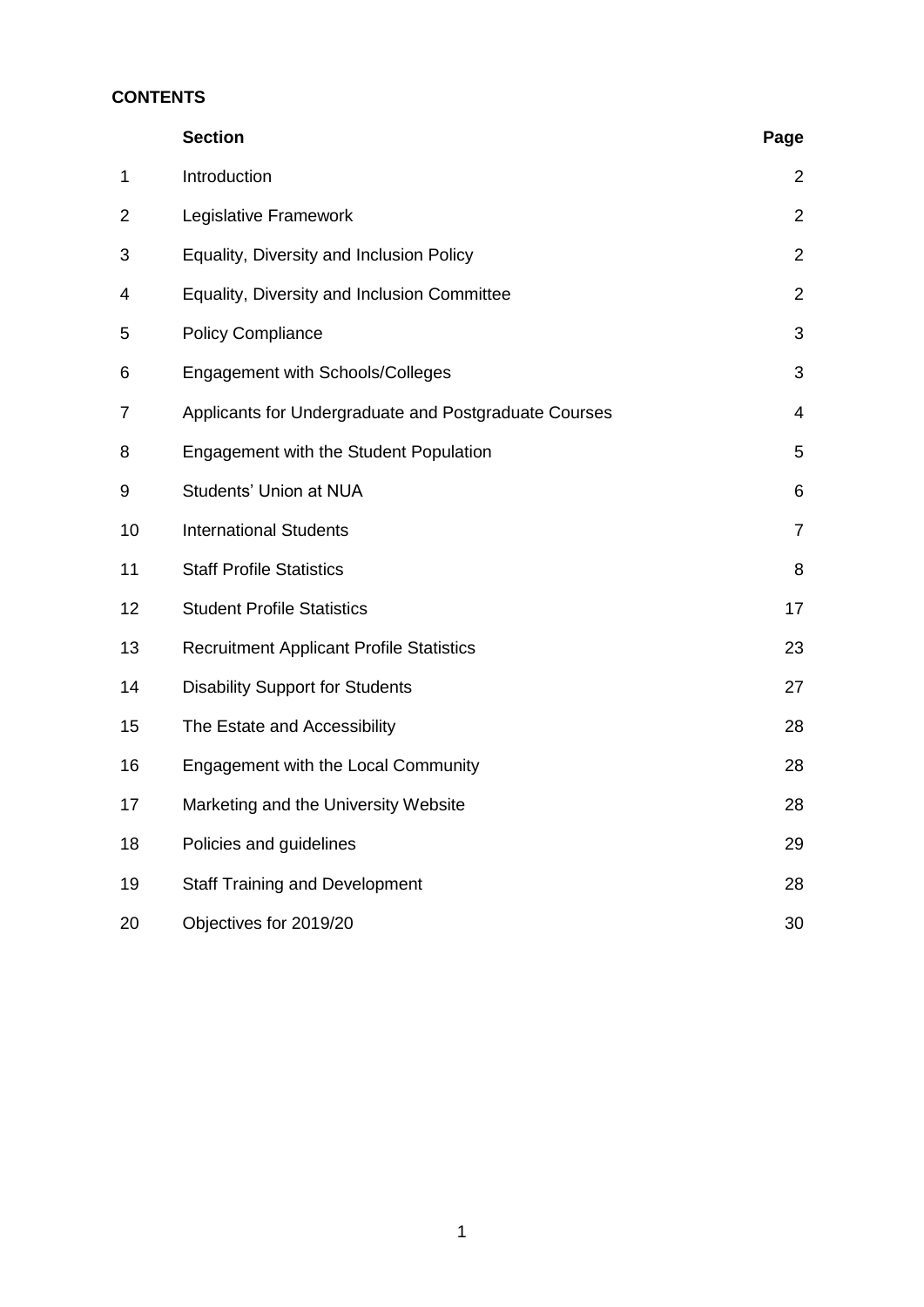**CONTENTS**

| | Section | Page |
|---|---|---|
| 1 | Introduction | 2 |
| 2 | Legislative Framework | 2 |
| 3 | Equality, Diversity and Inclusion Policy | 2 |
| 4 | Equality, Diversity and Inclusion Committee | 2 |
| 5 | Policy Compliance | 3 |
| 6 | Engagement with Schools/Colleges | 3 |
| 7 | Applicants for Undergraduate and Postgraduate Courses | 4 |
| 8 | Engagement with the Student Population | 5 |
| 9 | Students' Union at NUA | 6 |
| 10 | International Students | 7 |
| 11 | Staff Profile Statistics | 8 |
| 12 | Student Profile Statistics | 17 |
| 13 | Recruitment Applicant Profile Statistics | 23 |
| 14 | Disability Support for Students | 27 |
| 15 | The Estate and Accessibility | 28 |
| 16 | Engagement with the Local Community | 28 |
| 17 | Marketing and the University Website | 28 |
| 18 | Policies and guidelines | 29 |
| 19 | Staff Training and Development | 28 |
| 20 | Objectives for 2019/20 | 30 |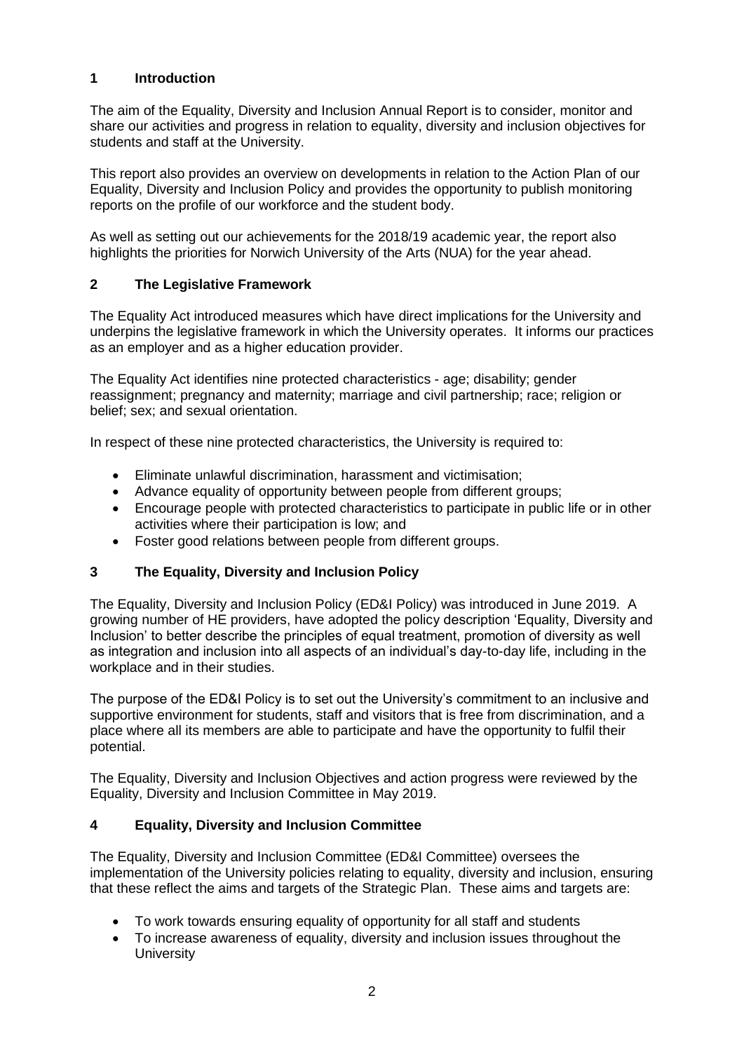## 1 Introduction

The aim of the Equality, Diversity and Inclusion Annual Report is to consider, monitor and share our activities and progress in relation to equality, diversity and inclusion objectives for students and staff at the University.

This report also provides an overview on developments in relation to the Action Plan of our Equality, Diversity and Inclusion Policy and provides the opportunity to publish monitoring reports on the profile of our workforce and the student body.

As well as setting out our achievements for the 2018/19 academic year, the report also highlights the priorities for Norwich University of the Arts (NUA) for the year ahead.

## 2 The Legislative Framework

The Equality Act introduced measures which have direct implications for the University and underpins the legislative framework in which the University operates. It informs our practices as an employer and as a higher education provider.

The Equality Act identifies nine protected characteristics - age; disability; gender reassignment; pregnancy and maternity; marriage and civil partnership; race; religion or belief; sex; and sexual orientation.

In respect of these nine protected characteristics, the University is required to:

- Eliminate unlawful discrimination, harassment and victimisation;
- Advance equality of opportunity between people from different groups;
- Encourage people with protected characteristics to participate in public life or in other activities where their participation is low; and
- Foster good relations between people from different groups.

## 3 The Equality, Diversity and Inclusion Policy

The Equality, Diversity and Inclusion Policy (ED&I Policy) was introduced in June 2019. A growing number of HE providers, have adopted the policy description 'Equality, Diversity and Inclusion' to better describe the principles of equal treatment, promotion of diversity as well as integration and inclusion into all aspects of an individual's day-to-day life, including in the workplace and in their studies.

The purpose of the ED&I Policy is to set out the University's commitment to an inclusive and supportive environment for students, staff and visitors that is free from discrimination, and a place where all its members are able to participate and have the opportunity to fulfil their potential.

The Equality, Diversity and Inclusion Objectives and action progress were reviewed by the Equality, Diversity and Inclusion Committee in May 2019.

## 4 Equality, Diversity and Inclusion Committee

The Equality, Diversity and Inclusion Committee (ED&I Committee) oversees the implementation of the University policies relating to equality, diversity and inclusion, ensuring that these reflect the aims and targets of the Strategic Plan. These aims and targets are:

- To work towards ensuring equality of opportunity for all staff and students
- To increase awareness of equality, diversity and inclusion issues throughout the University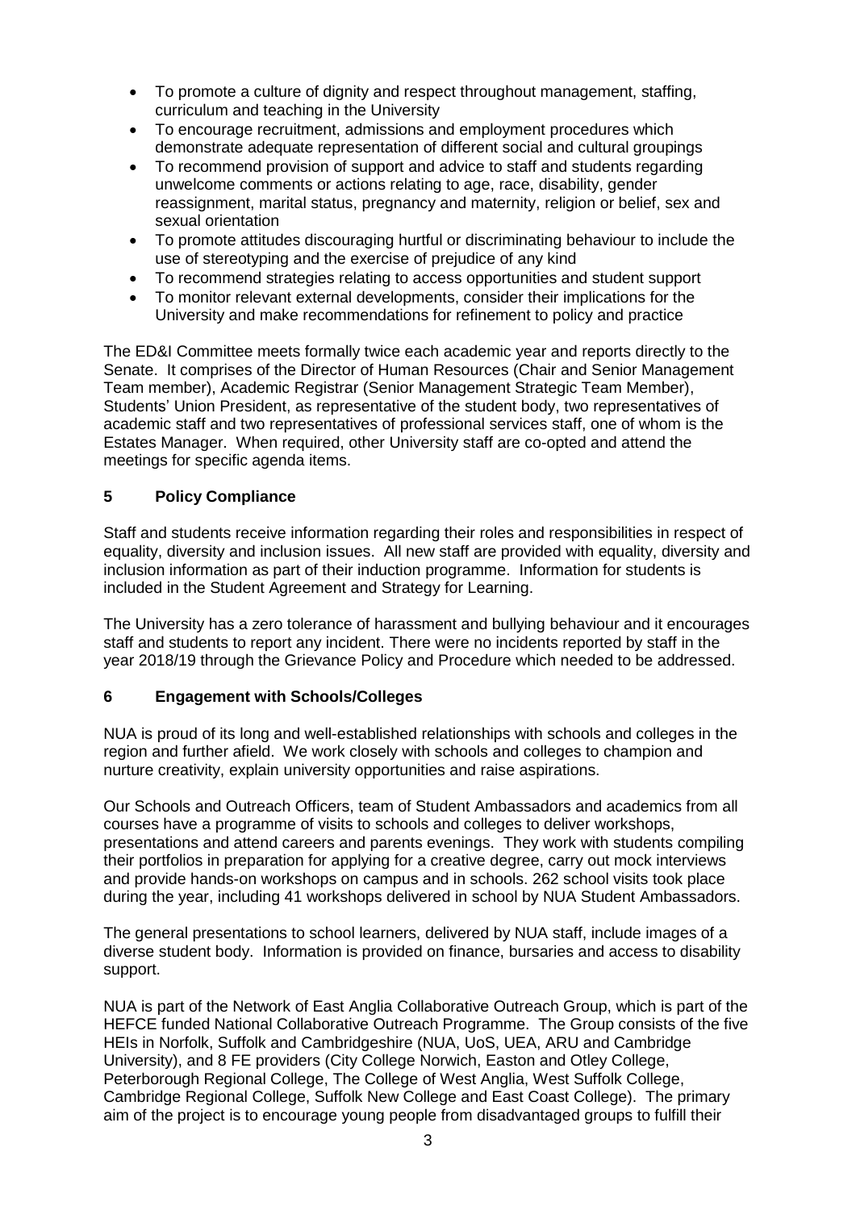- To promote a culture of dignity and respect throughout management, staffing, curriculum and teaching in the University
- To encourage recruitment, admissions and employment procedures which demonstrate adequate representation of different social and cultural groupings
- To recommend provision of support and advice to staff and students regarding unwelcome comments or actions relating to age, race, disability, gender reassignment, marital status, pregnancy and maternity, religion or belief, sex and sexual orientation
- To promote attitudes discouraging hurtful or discriminating behaviour to include the use of stereotyping and the exercise of prejudice of any kind
- To recommend strategies relating to access opportunities and student support
- To monitor relevant external developments, consider their implications for the University and make recommendations for refinement to policy and practice

The ED&I Committee meets formally twice each academic year and reports directly to the Senate. It comprises of the Director of Human Resources (Chair and Senior Management Team member), Academic Registrar (Senior Management Strategic Team Member), Students' Union President, as representative of the student body, two representatives of academic staff and two representatives of professional services staff, one of whom is the Estates Manager. When required, other University staff are co-opted and attend the meetings for specific agenda items.

## 5 Policy Compliance

Staff and students receive information regarding their roles and responsibilities in respect of equality, diversity and inclusion issues. All new staff are provided with equality, diversity and inclusion information as part of their induction programme. Information for students is included in the Student Agreement and Strategy for Learning.

The University has a zero tolerance of harassment and bullying behaviour and it encourages staff and students to report any incident. There were no incidents reported by staff in the year 2018/19 through the Grievance Policy and Procedure which needed to be addressed.

## 6 Engagement with Schools/Colleges

NUA is proud of its long and well-established relationships with schools and colleges in the region and further afield. We work closely with schools and colleges to champion and nurture creativity, explain university opportunities and raise aspirations.

Our Schools and Outreach Officers, team of Student Ambassadors and academics from all courses have a programme of visits to schools and colleges to deliver workshops, presentations and attend careers and parents evenings. They work with students compiling their portfolios in preparation for applying for a creative degree, carry out mock interviews and provide hands-on workshops on campus and in schools. 262 school visits took place during the year, including 41 workshops delivered in school by NUA Student Ambassadors.

The general presentations to school learners, delivered by NUA staff, include images of a diverse student body. Information is provided on finance, bursaries and access to disability support.

NUA is part of the Network of East Anglia Collaborative Outreach Group, which is part of the HEFCE funded National Collaborative Outreach Programme. The Group consists of the five HEIs in Norfolk, Suffolk and Cambridgeshire (NUA, UoS, UEA, ARU and Cambridge University), and 8 FE providers (City College Norwich, Easton and Otley College, Peterborough Regional College, The College of West Anglia, West Suffolk College, Cambridge Regional College, Suffolk New College and East Coast College). The primary aim of the project is to encourage young people from disadvantaged groups to fulfill their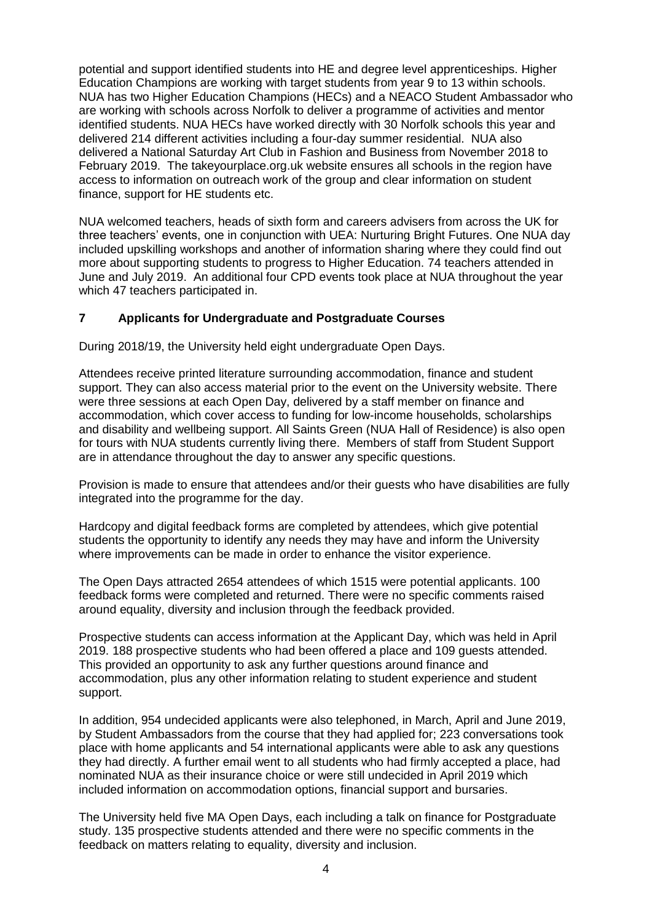potential and support identified students into HE and degree level apprenticeships. Higher Education Champions are working with target students from year 9 to 13 within schools. NUA has two Higher Education Champions (HECs) and a NEACO Student Ambassador who are working with schools across Norfolk to deliver a programme of activities and mentor identified students. NUA HECs have worked directly with 30 Norfolk schools this year and delivered 214 different activities including a four-day summer residential. NUA also delivered a National Saturday Art Club in Fashion and Business from November 2018 to February 2019. The takeyourplace.org.uk website ensures all schools in the region have access to information on outreach work of the group and clear information on student finance, support for HE students etc.

NUA welcomed teachers, heads of sixth form and careers advisers from across the UK for three teachers' events, one in conjunction with UEA: Nurturing Bright Futures. One NUA day included upskilling workshops and another of information sharing where they could find out more about supporting students to progress to Higher Education. 74 teachers attended in June and July 2019. An additional four CPD events took place at NUA throughout the year which 47 teachers participated in.

## 7 Applicants for Undergraduate and Postgraduate Courses

During 2018/19, the University held eight undergraduate Open Days.

Attendees receive printed literature surrounding accommodation, finance and student support. They can also access material prior to the event on the University website. There were three sessions at each Open Day, delivered by a staff member on finance and accommodation, which cover access to funding for low-income households, scholarships and disability and wellbeing support. All Saints Green (NUA Hall of Residence) is also open for tours with NUA students currently living there. Members of staff from Student Support are in attendance throughout the day to answer any specific questions.

Provision is made to ensure that attendees and/or their guests who have disabilities are fully integrated into the programme for the day.

Hardcopy and digital feedback forms are completed by attendees, which give potential students the opportunity to identify any needs they may have and inform the University where improvements can be made in order to enhance the visitor experience.

The Open Days attracted 2654 attendees of which 1515 were potential applicants. 100 feedback forms were completed and returned. There were no specific comments raised around equality, diversity and inclusion through the feedback provided.

Prospective students can access information at the Applicant Day, which was held in April 2019. 188 prospective students who had been offered a place and 109 guests attended. This provided an opportunity to ask any further questions around finance and accommodation, plus any other information relating to student experience and student support.

In addition, 954 undecided applicants were also telephoned, in March, April and June 2019, by Student Ambassadors from the course that they had applied for; 223 conversations took place with home applicants and 54 international applicants were able to ask any questions they had directly. A further email went to all students who had firmly accepted a place, had nominated NUA as their insurance choice or were still undecided in April 2019 which included information on accommodation options, financial support and bursaries.

The University held five MA Open Days, each including a talk on finance for Postgraduate study. 135 prospective students attended and there were no specific comments in the feedback on matters relating to equality, diversity and inclusion.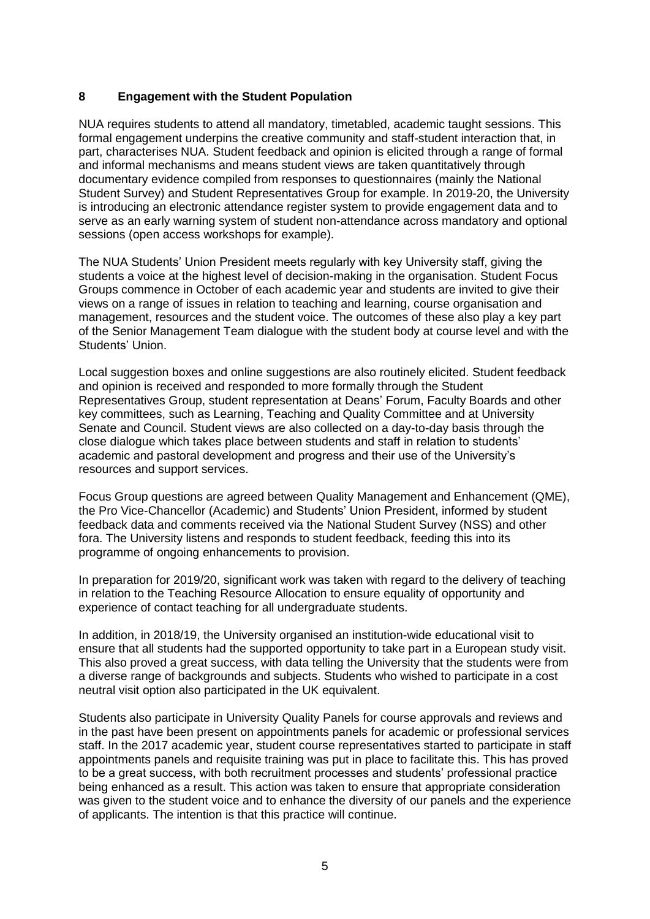## 8 Engagement with the Student Population

NUA requires students to attend all mandatory, timetabled, academic taught sessions. This formal engagement underpins the creative community and staff-student interaction that, in part, characterises NUA. Student feedback and opinion is elicited through a range of formal and informal mechanisms and means student views are taken quantitatively through documentary evidence compiled from responses to questionnaires (mainly the National Student Survey) and Student Representatives Group for example. In 2019-20, the University is introducing an electronic attendance register system to provide engagement data and to serve as an early warning system of student non-attendance across mandatory and optional sessions (open access workshops for example).

The NUA Students' Union President meets regularly with key University staff, giving the students a voice at the highest level of decision-making in the organisation. Student Focus Groups commence in October of each academic year and students are invited to give their views on a range of issues in relation to teaching and learning, course organisation and management, resources and the student voice. The outcomes of these also play a key part of the Senior Management Team dialogue with the student body at course level and with the Students' Union.

Local suggestion boxes and online suggestions are also routinely elicited. Student feedback and opinion is received and responded to more formally through the Student Representatives Group, student representation at Deans' Forum, Faculty Boards and other key committees, such as Learning, Teaching and Quality Committee and at University Senate and Council. Student views are also collected on a day-to-day basis through the close dialogue which takes place between students and staff in relation to students' academic and pastoral development and progress and their use of the University's resources and support services.

Focus Group questions are agreed between Quality Management and Enhancement (QME), the Pro Vice-Chancellor (Academic) and Students' Union President, informed by student feedback data and comments received via the National Student Survey (NSS) and other fora. The University listens and responds to student feedback, feeding this into its programme of ongoing enhancements to provision.

In preparation for 2019/20, significant work was taken with regard to the delivery of teaching in relation to the Teaching Resource Allocation to ensure equality of opportunity and experience of contact teaching for all undergraduate students.

In addition, in 2018/19, the University organised an institution-wide educational visit to ensure that all students had the supported opportunity to take part in a European study visit. This also proved a great success, with data telling the University that the students were from a diverse range of backgrounds and subjects. Students who wished to participate in a cost neutral visit option also participated in the UK equivalent.

Students also participate in University Quality Panels for course approvals and reviews and in the past have been present on appointments panels for academic or professional services staff. In the 2017 academic year, student course representatives started to participate in staff appointments panels and requisite training was put in place to facilitate this. This has proved to be a great success, with both recruitment processes and students' professional practice being enhanced as a result. This action was taken to ensure that appropriate consideration was given to the student voice and to enhance the diversity of our panels and the experience of applicants. The intention is that this practice will continue.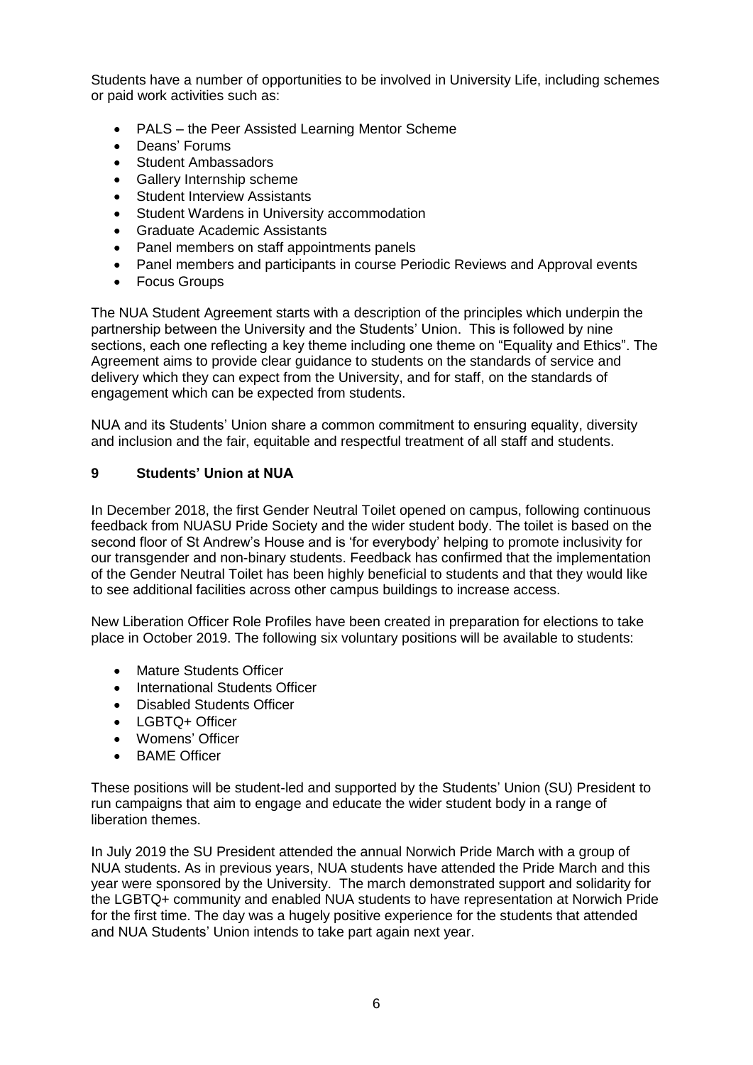Students have a number of opportunities to be involved in University Life, including schemes or paid work activities such as:

- PALS – the Peer Assisted Learning Mentor Scheme
- Deans' Forums
- Student Ambassadors
- Gallery Internship scheme
- Student Interview Assistants
- Student Wardens in University accommodation
- Graduate Academic Assistants
- Panel members on staff appointments panels
- Panel members and participants in course Periodic Reviews and Approval events
- Focus Groups

The NUA Student Agreement starts with a description of the principles which underpin the partnership between the University and the Students' Union. This is followed by nine sections, each one reflecting a key theme including one theme on "Equality and Ethics". The Agreement aims to provide clear guidance to students on the standards of service and delivery which they can expect from the University, and for staff, on the standards of engagement which can be expected from students.

NUA and its Students' Union share a common commitment to ensuring equality, diversity and inclusion and the fair, equitable and respectful treatment of all staff and students.

## 9 Students' Union at NUA

In December 2018, the first Gender Neutral Toilet opened on campus, following continuous feedback from NUASU Pride Society and the wider student body. The toilet is based on the second floor of St Andrew's House and is 'for everybody' helping to promote inclusivity for our transgender and non-binary students. Feedback has confirmed that the implementation of the Gender Neutral Toilet has been highly beneficial to students and that they would like to see additional facilities across other campus buildings to increase access.

New Liberation Officer Role Profiles have been created in preparation for elections to take place in October 2019. The following six voluntary positions will be available to students:

- Mature Students Officer
- International Students Officer
- Disabled Students Officer
- LGBTQ+ Officer
- Womens' Officer
- BAME Officer

These positions will be student-led and supported by the Students' Union (SU) President to run campaigns that aim to engage and educate the wider student body in a range of liberation themes.

In July 2019 the SU President attended the annual Norwich Pride March with a group of NUA students. As in previous years, NUA students have attended the Pride March and this year were sponsored by the University. The march demonstrated support and solidarity for the LGBTQ+ community and enabled NUA students to have representation at Norwich Pride for the first time. The day was a hugely positive experience for the students that attended and NUA Students' Union intends to take part again next year.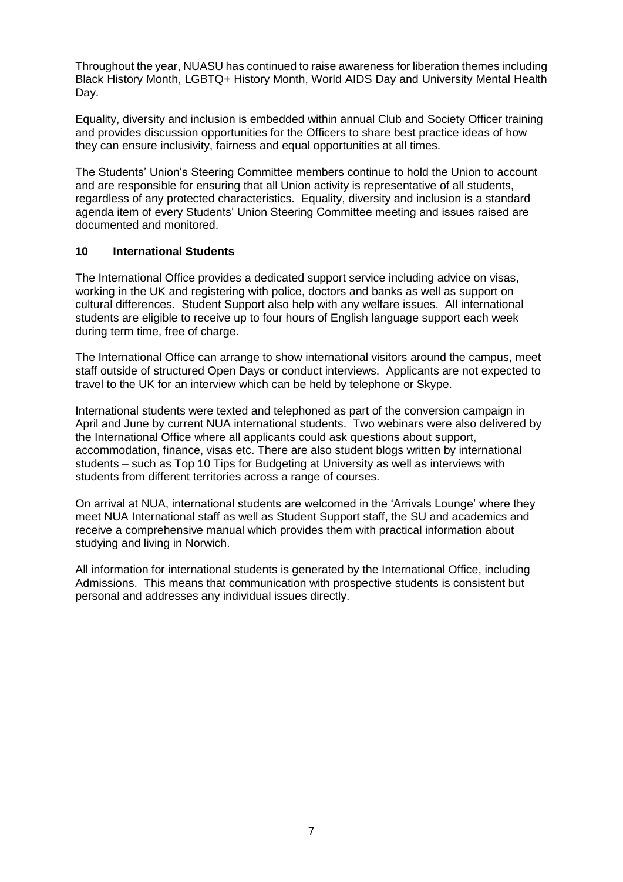Throughout the year, NUASU has continued to raise awareness for liberation themes including Black History Month, LGBTQ+ History Month, World AIDS Day and University Mental Health Day.

Equality, diversity and inclusion is embedded within annual Club and Society Officer training and provides discussion opportunities for the Officers to share best practice ideas of how they can ensure inclusivity, fairness and equal opportunities at all times.

The Students' Union's Steering Committee members continue to hold the Union to account and are responsible for ensuring that all Union activity is representative of all students, regardless of any protected characteristics. Equality, diversity and inclusion is a standard agenda item of every Students' Union Steering Committee meeting and issues raised are documented and monitored.

## 10 International Students

The International Office provides a dedicated support service including advice on visas, working in the UK and registering with police, doctors and banks as well as support on cultural differences. Student Support also help with any welfare issues. All international students are eligible to receive up to four hours of English language support each week during term time, free of charge.

The International Office can arrange to show international visitors around the campus, meet staff outside of structured Open Days or conduct interviews. Applicants are not expected to travel to the UK for an interview which can be held by telephone or Skype.

International students were texted and telephoned as part of the conversion campaign in April and June by current NUA international students. Two webinars were also delivered by the International Office where all applicants could ask questions about support, accommodation, finance, visas etc. There are also student blogs written by international students – such as Top 10 Tips for Budgeting at University as well as interviews with students from different territories across a range of courses.

On arrival at NUA, international students are welcomed in the 'Arrivals Lounge' where they meet NUA International staff as well as Student Support staff, the SU and academics and receive a comprehensive manual which provides them with practical information about studying and living in Norwich.

All information for international students is generated by the International Office, including Admissions. This means that communication with prospective students is consistent but personal and addresses any individual issues directly.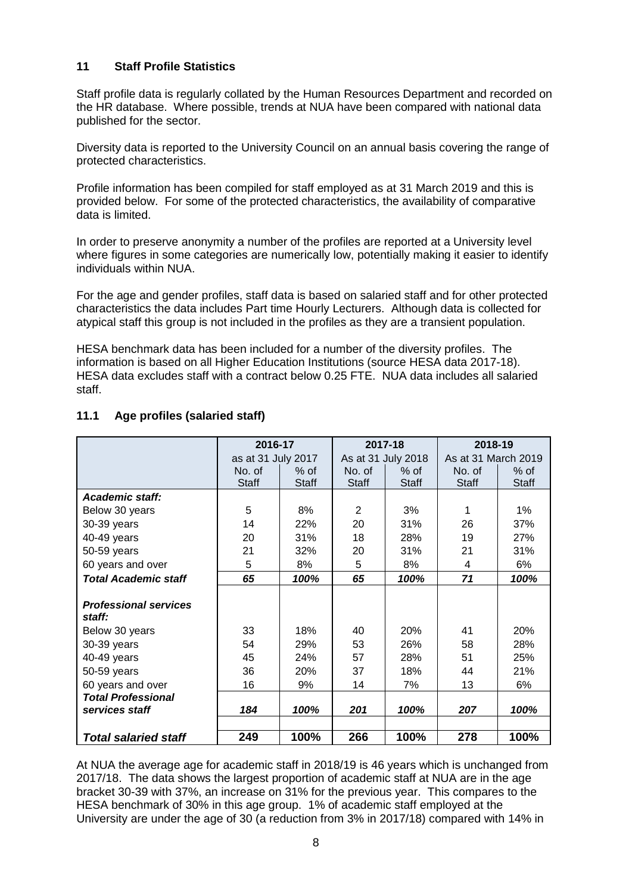## 11 Staff Profile Statistics

Staff profile data is regularly collated by the Human Resources Department and recorded on the HR database. Where possible, trends at NUA have been compared with national data published for the sector.

Diversity data is reported to the University Council on an annual basis covering the range of protected characteristics.

Profile information has been compiled for staff employed as at 31 March 2019 and this is provided below. For some of the protected characteristics, the availability of comparative data is limited.

In order to preserve anonymity a number of the profiles are reported at a University level where figures in some categories are numerically low, potentially making it easier to identify individuals within NUA.

For the age and gender profiles, staff data is based on salaried staff and for other protected characteristics the data includes Part time Hourly Lecturers. Although data is collected for atypical staff this group is not included in the profiles as they are a transient population.

HESA benchmark data has been included for a number of the diversity profiles. The information is based on all Higher Education Institutions (source HESA data 2017-18). HESA data excludes staff with a contract below 0.25 FTE. NUA data includes all salaried staff.

### 11.1 Age profiles (salaried staff)

| | 2016-17 | | 2017-18 | | 2018-19 | |
|---|---|---|---|---|---|---|
| | as at 31 July 2017 | | As at 31 July 2018 | | As at 31 March 2019 | |
| | No. of Staff | % of Staff | No. of Staff | % of Staff | No. of Staff | % of Staff |
| ***Academic staff:*** | | | | | | |
| Below 30 years | 5 | 8% | 2 | 3% | 1 | 1% |
| 30-39 years | 14 | 22% | 20 | 31% | 26 | 37% |
| 40-49 years | 20 | 31% | 18 | 28% | 19 | 27% |
| 50-59 years | 21 | 32% | 20 | 31% | 21 | 31% |
| 60 years and over | 5 | 8% | 5 | 8% | 4 | 6% |
| ***Total Academic staff*** | ***65*** | ***100%*** | ***65*** | ***100%*** | ***71*** | ***100%*** |
| ***Professional services staff:*** | | | | | | |
| Below 30 years | 33 | 18% | 40 | 20% | 41 | 20% |
| 30-39 years | 54 | 29% | 53 | 26% | 58 | 28% |
| 40-49 years | 45 | 24% | 57 | 28% | 51 | 25% |
| 50-59 years | 36 | 20% | 37 | 18% | 44 | 21% |
| 60 years and over | 16 | 9% | 14 | 7% | 13 | 6% |
| ***Total Professional services staff*** | ***184*** | ***100%*** | ***201*** | ***100%*** | ***207*** | ***100%*** |
| ***Total salaried staff*** | **249** | **100%** | **266** | **100%** | **278** | **100%** |

At NUA the average age for academic staff in 2018/19 is 46 years which is unchanged from 2017/18. The data shows the largest proportion of academic staff at NUA are in the age bracket 30-39 with 37%, an increase on 31% for the previous year. This compares to the HESA benchmark of 30% in this age group. 1% of academic staff employed at the University are under the age of 30 (a reduction from 3% in 2017/18) compared with 14% in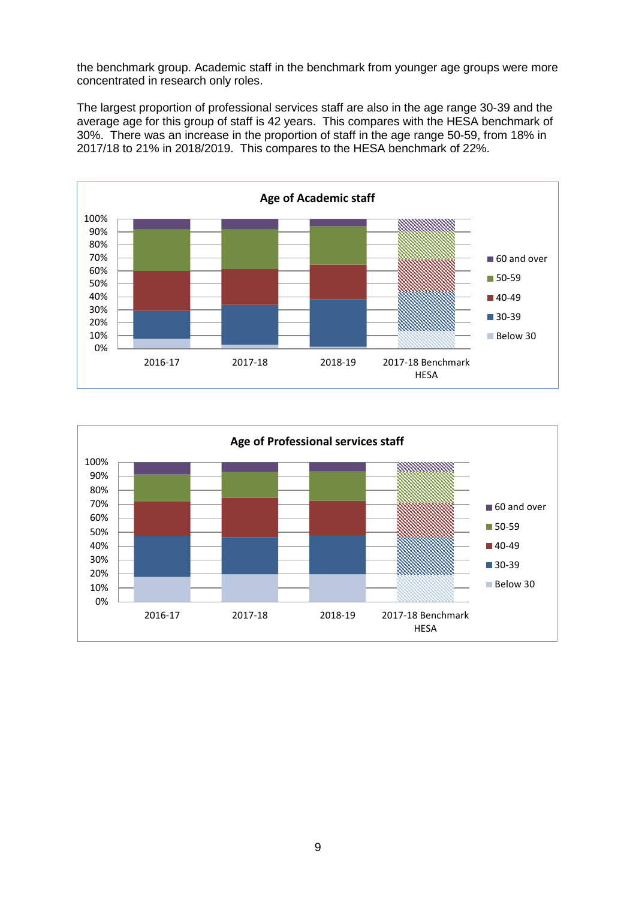the benchmark group. Academic staff in the benchmark from younger age groups were more concentrated in research only roles.

The largest proportion of professional services staff are also in the age range 30-39 and the average age for this group of staff is 42 years. This compares with the HESA benchmark of 30%. There was an increase in the proportion of staff in the age range 50-59, from 18% in 2017/18 to 21% in 2018/2019. This compares to the HESA benchmark of 22%.

**Age of Academic staff**

Legend: 60 and over; 50-59; 40-49; 30-39; Below 30

Categories: 2016-17; 2017-18; 2018-19; 2017-18 Benchmark HESA

**Age of Professional services staff**

Legend: 60 and over; 50-59; 40-49; 30-39; Below 30

Categories: 2016-17; 2017-18; 2018-19; 2017-18 Benchmark HESA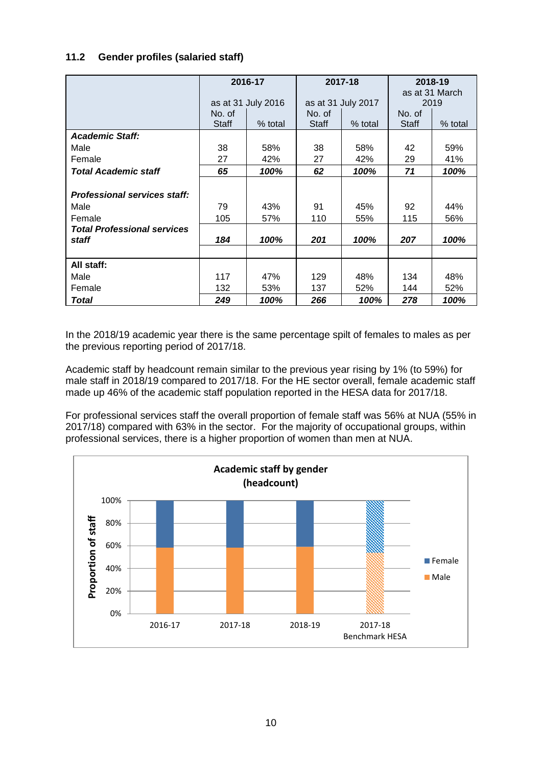### 11.2 Gender profiles (salaried staff)

| | 2016-17 as at 31 July 2016 | | 2017-18 as at 31 July 2017 | | 2018-19 as at 31 March 2019 | |
|---|---|---|---|---|---|---|
| | No. of Staff | % total | No. of Staff | % total | No. of Staff | % total |
| ***Academic Staff:*** | | | | | | |
| Male | 38 | 58% | 38 | 58% | 42 | 59% |
| Female | 27 | 42% | 27 | 42% | 29 | 41% |
| ***Total Academic staff*** | ***65*** | ***100%*** | ***62*** | ***100%*** | ***71*** | ***100%*** |
| ***Professional services staff:*** | | | | | | |
| Male | 79 | 43% | 91 | 45% | 92 | 44% |
| Female | 105 | 57% | 110 | 55% | 115 | 56% |
| ***Total Professional services staff*** | ***184*** | ***100%*** | ***201*** | ***100%*** | ***207*** | ***100%*** |
| **All staff:** | | | | | | |
| Male | 117 | 47% | 129 | 48% | 134 | 48% |
| Female | 132 | 53% | 137 | 52% | 144 | 52% |
| ***Total*** | ***249*** | ***100%*** | ***266*** | ***100%*** | ***278*** | ***100%*** |

In the 2018/19 academic year there is the same percentage spilt of females to males as per the previous reporting period of 2017/18.

Academic staff by headcount remain similar to the previous year rising by 1% (to 59%) for male staff in 2018/19 compared to 2017/18. For the HE sector overall, female academic staff made up 46% of the academic staff population reported in the HESA data for 2017/18.

For professional services staff the overall proportion of female staff was 56% at NUA (55% in 2017/18) compared with 63% in the sector. For the majority of occupational groups, within professional services, there is a higher proportion of women than men at NUA.

**Academic staff by gender (headcount)**

| | Male | Female |
|---|---|---|
| 2016-17 | 58% | 42% |
| 2017-18 | 58% | 42% |
| 2018-19 | 59% | 41% |
| 2017-18 Benchmark HESA | 54% | 46% |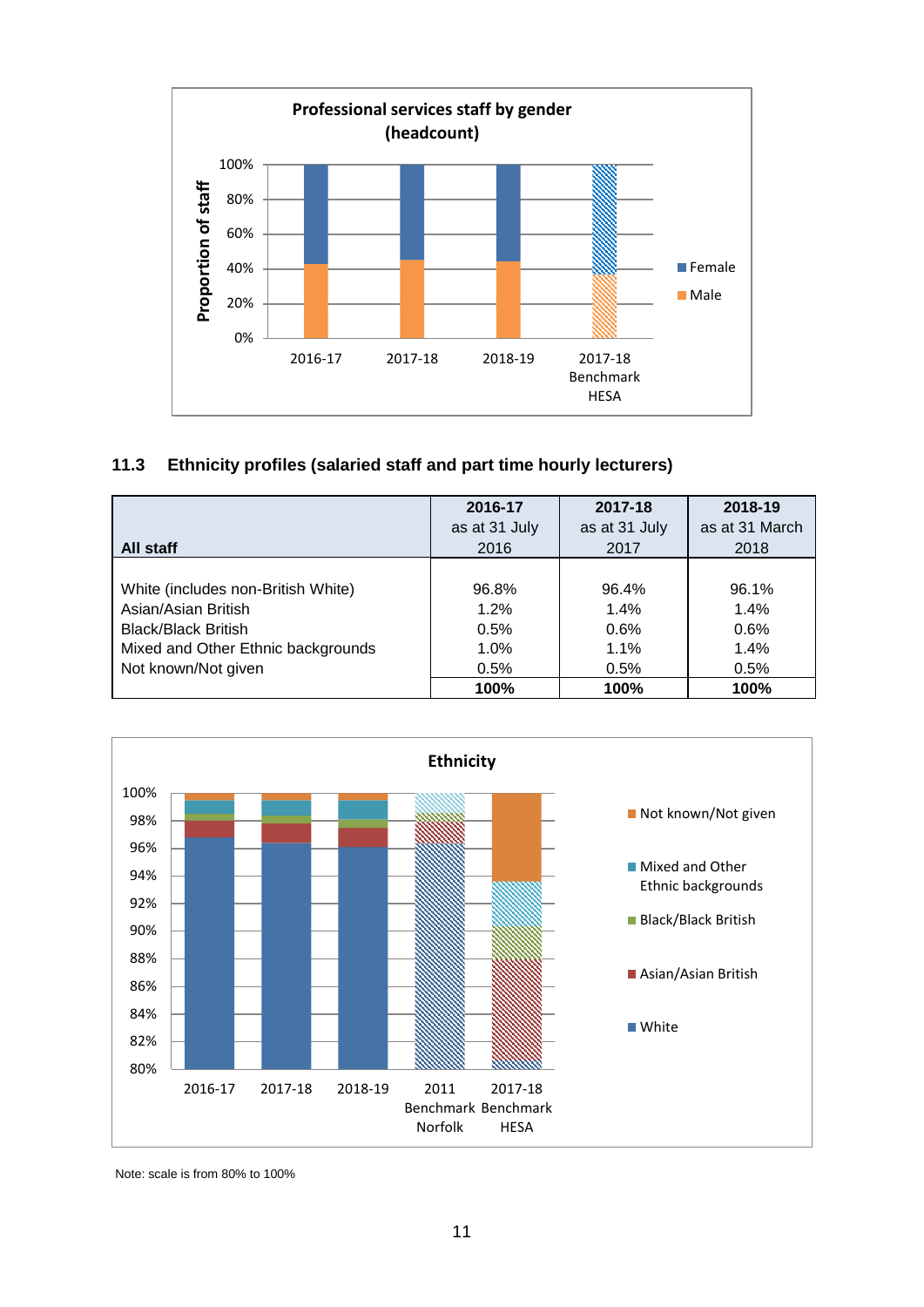**Professional services staff by gender (headcount)**

Proportion of staff

100%
80%
60%
40%
20%
0%

2016-17 | 2017-18 | 2018-19 | 2017-18 Benchmark HESA

Female
Male

## 11.3 Ethnicity profiles (salaried staff and part time hourly lecturers)

| All staff | 2016-17 as at 31 July 2016 | 2017-18 as at 31 July 2017 | 2018-19 as at 31 March 2018 |
|---|---|---|---|
| White (includes non-British White) | 96.8% | 96.4% | 96.1% |
| Asian/Asian British | 1.2% | 1.4% | 1.4% |
| Black/Black British | 0.5% | 0.6% | 0.6% |
| Mixed and Other Ethnic backgrounds | 1.0% | 1.1% | 1.4% |
| Not known/Not given | 0.5% | 0.5% | 0.5% |
| | **100%** | **100%** | **100%** |

**Ethnicity**

100%
98%
96%
94%
92%
90%
88%
86%
84%
82%
80%

2016-17 | 2017-18 | 2018-19 | 2011 Benchmark Norfolk | 2017-18 Benchmark HESA

Not known/Not given
Mixed and Other Ethnic backgrounds
Black/Black British
Asian/Asian British
White

Note: scale is from 80% to 100%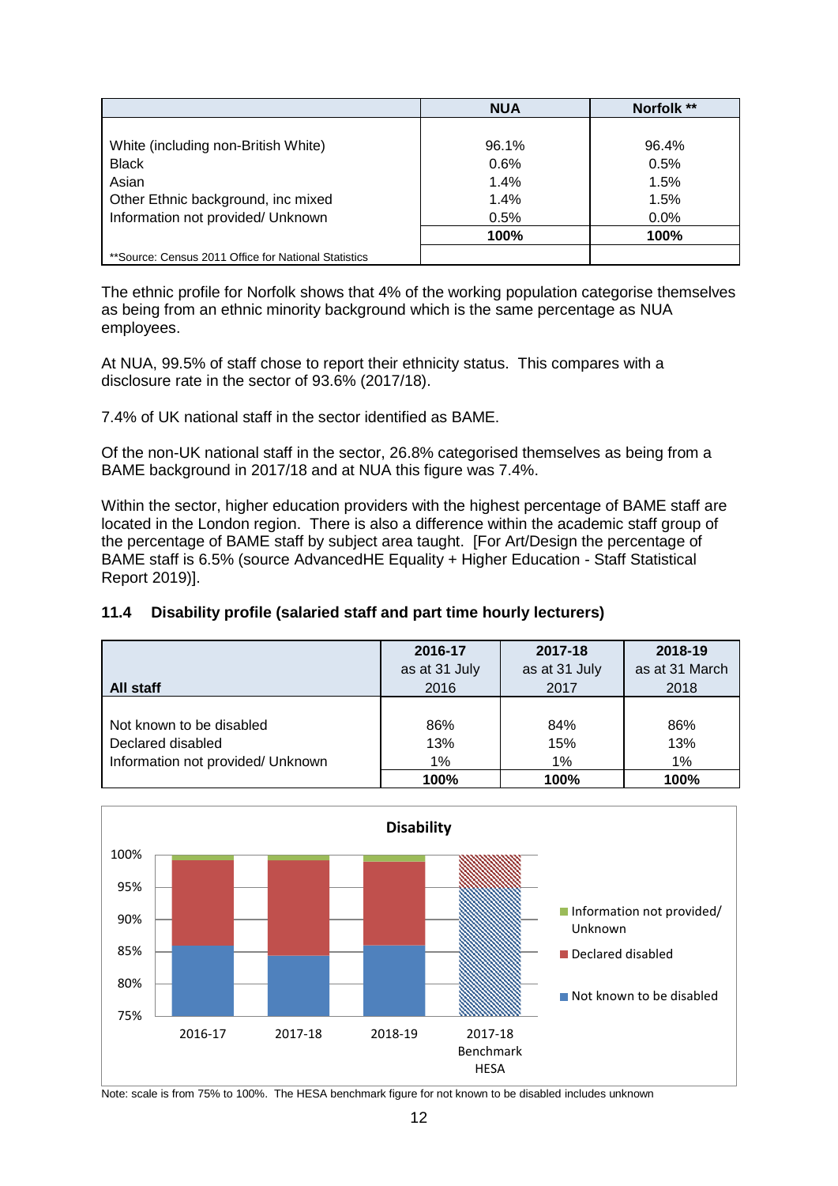| | NUA | Norfolk ** |
|---|---|---|
| White (including non-British White) | 96.1% | 96.4% |
| Black | 0.6% | 0.5% |
| Asian | 1.4% | 1.5% |
| Other Ethnic background, inc mixed | 1.4% | 1.5% |
| Information not provided/ Unknown | 0.5% | 0.0% |
| | **100%** | **100%** |
| **Source: Census 2011 Office for National Statistics | | |

The ethnic profile for Norfolk shows that 4% of the working population categorise themselves as being from an ethnic minority background which is the same percentage as NUA employees.

At NUA, 99.5% of staff chose to report their ethnicity status. This compares with a disclosure rate in the sector of 93.6% (2017/18).

7.4% of UK national staff in the sector identified as BAME.

Of the non-UK national staff in the sector, 26.8% categorised themselves as being from a BAME background in 2017/18 and at NUA this figure was 7.4%.

Within the sector, higher education providers with the highest percentage of BAME staff are located in the London region. There is also a difference within the academic staff group of the percentage of BAME staff by subject area taught. [For Art/Design the percentage of BAME staff is 6.5% (source AdvancedHE Equality + Higher Education - Staff Statistical Report 2019)].

### 11.4 Disability profile (salaried staff and part time hourly lecturers)

| All staff | 2016-17 as at 31 July 2016 | 2017-18 as at 31 July 2017 | 2018-19 as at 31 March 2018 |
|---|---|---|---|
| Not known to be disabled | 86% | 84% | 86% |
| Declared disabled | 13% | 15% | 13% |
| Information not provided/ Unknown | 1% | 1% | 1% |
| | **100%** | **100%** | **100%** |

Disability

Note: scale is from 75% to 100%. The HESA benchmark figure for not known to be disabled includes unknown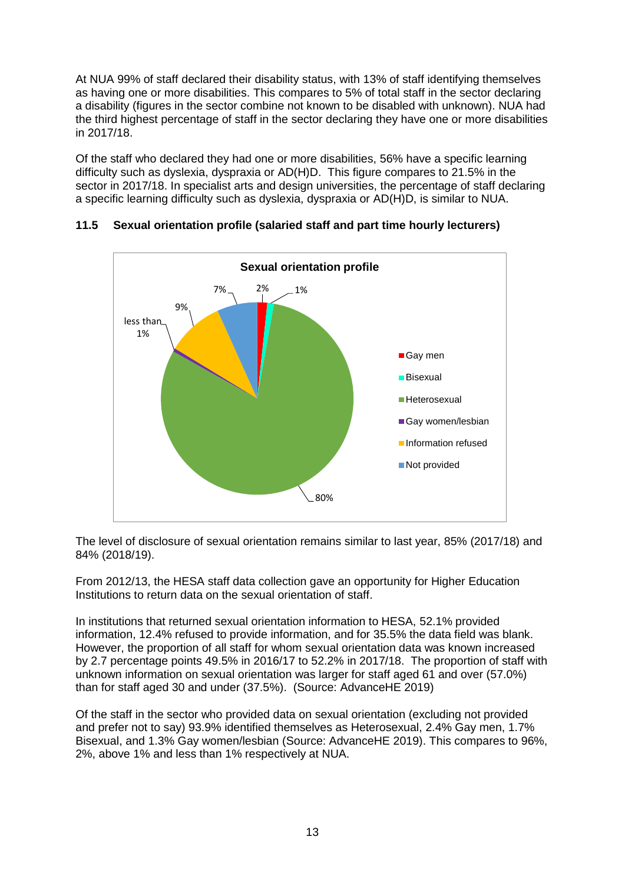At NUA 99% of staff declared their disability status, with 13% of staff identifying themselves as having one or more disabilities. This compares to 5% of total staff in the sector declaring a disability (figures in the sector combine not known to be disabled with unknown). NUA had the third highest percentage of staff in the sector declaring they have one or more disabilities in 2017/18.

Of the staff who declared they had one or more disabilities, 56% have a specific learning difficulty such as dyslexia, dyspraxia or AD(H)D. This figure compares to 21.5% in the sector in 2017/18. In specialist arts and design universities, the percentage of staff declaring a specific learning difficulty such as dyslexia, dyspraxia or AD(H)D, is similar to NUA.

### 11.5 Sexual orientation profile (salaried staff and part time hourly lecturers)

**Sexual orientation profile**

| Category | Percentage |
|---|---|
| Gay men | 2% |
| Bisexual | 1% |
| Heterosexual | 80% |
| Gay women/lesbian | less than 1% |
| Information refused | 9% |
| Not provided | 7% |

The level of disclosure of sexual orientation remains similar to last year, 85% (2017/18) and 84% (2018/19).

From 2012/13, the HESA staff data collection gave an opportunity for Higher Education Institutions to return data on the sexual orientation of staff.

In institutions that returned sexual orientation information to HESA, 52.1% provided information, 12.4% refused to provide information, and for 35.5% the data field was blank. However, the proportion of all staff for whom sexual orientation data was known increased by 2.7 percentage points 49.5% in 2016/17 to 52.2% in 2017/18. The proportion of staff with unknown information on sexual orientation was larger for staff aged 61 and over (57.0%) than for staff aged 30 and under (37.5%). (Source: AdvanceHE 2019)

Of the staff in the sector who provided data on sexual orientation (excluding not provided and prefer not to say) 93.9% identified themselves as Heterosexual, 2.4% Gay men, 1.7% Bisexual, and 1.3% Gay women/lesbian (Source: AdvanceHE 2019). This compares to 96%, 2%, above 1% and less than 1% respectively at NUA.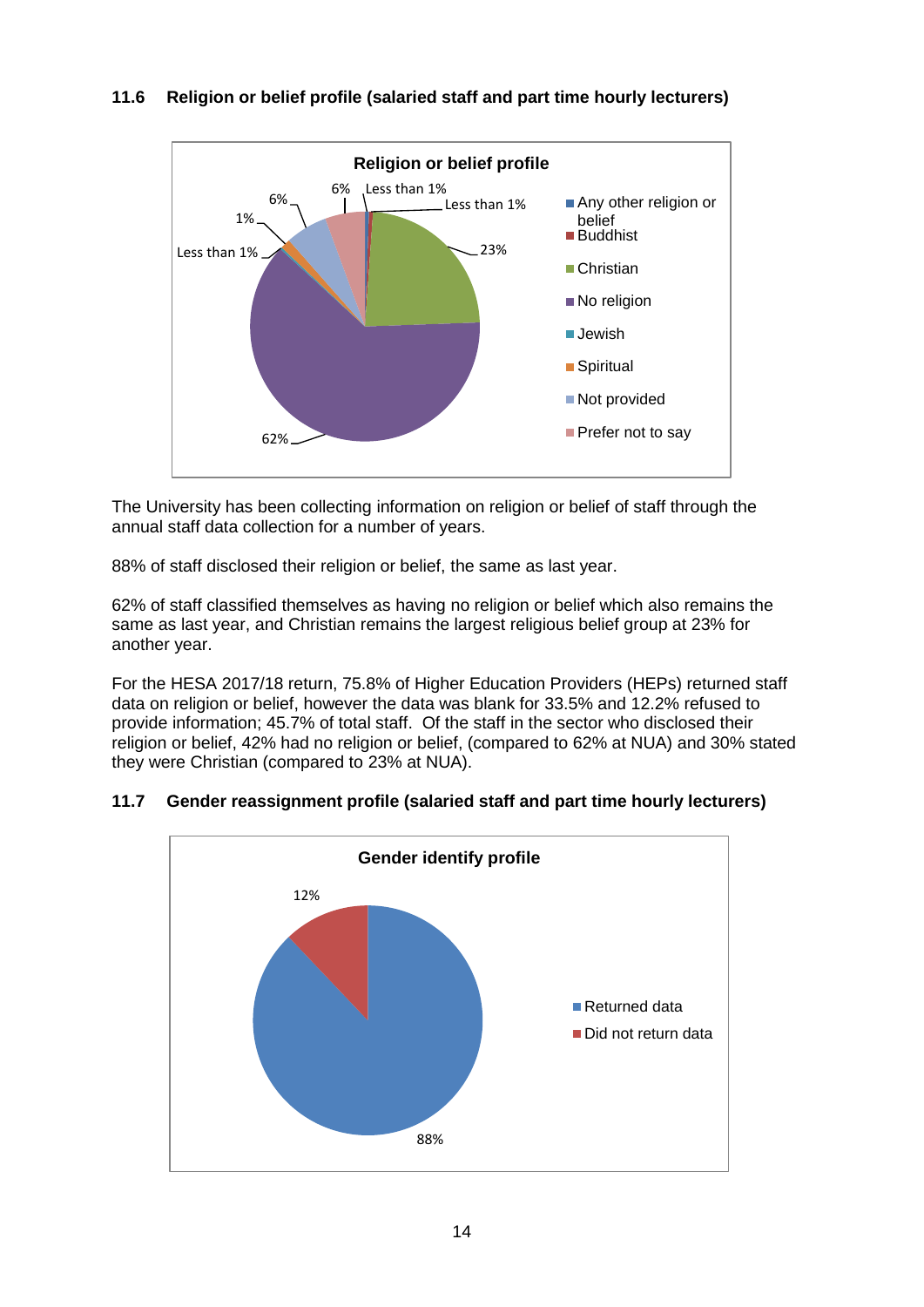## 11.6 Religion or belief profile (salaried staff and part time hourly lecturers)

The University has been collecting information on religion or belief of staff through the annual staff data collection for a number of years.

88% of staff disclosed their religion or belief, the same as last year.

62% of staff classified themselves as having no religion or belief which also remains the same as last year, and Christian remains the largest religious belief group at 23% for another year.

For the HESA 2017/18 return, 75.8% of Higher Education Providers (HEPs) returned staff data on religion or belief, however the data was blank for 33.5% and 12.2% refused to provide information; 45.7% of total staff. Of the staff in the sector who disclosed their religion or belief, 42% had no religion or belief, (compared to 62% at NUA) and 30% stated they were Christian (compared to 23% at NUA).

## 11.7 Gender reassignment profile (salaried staff and part time hourly lecturers)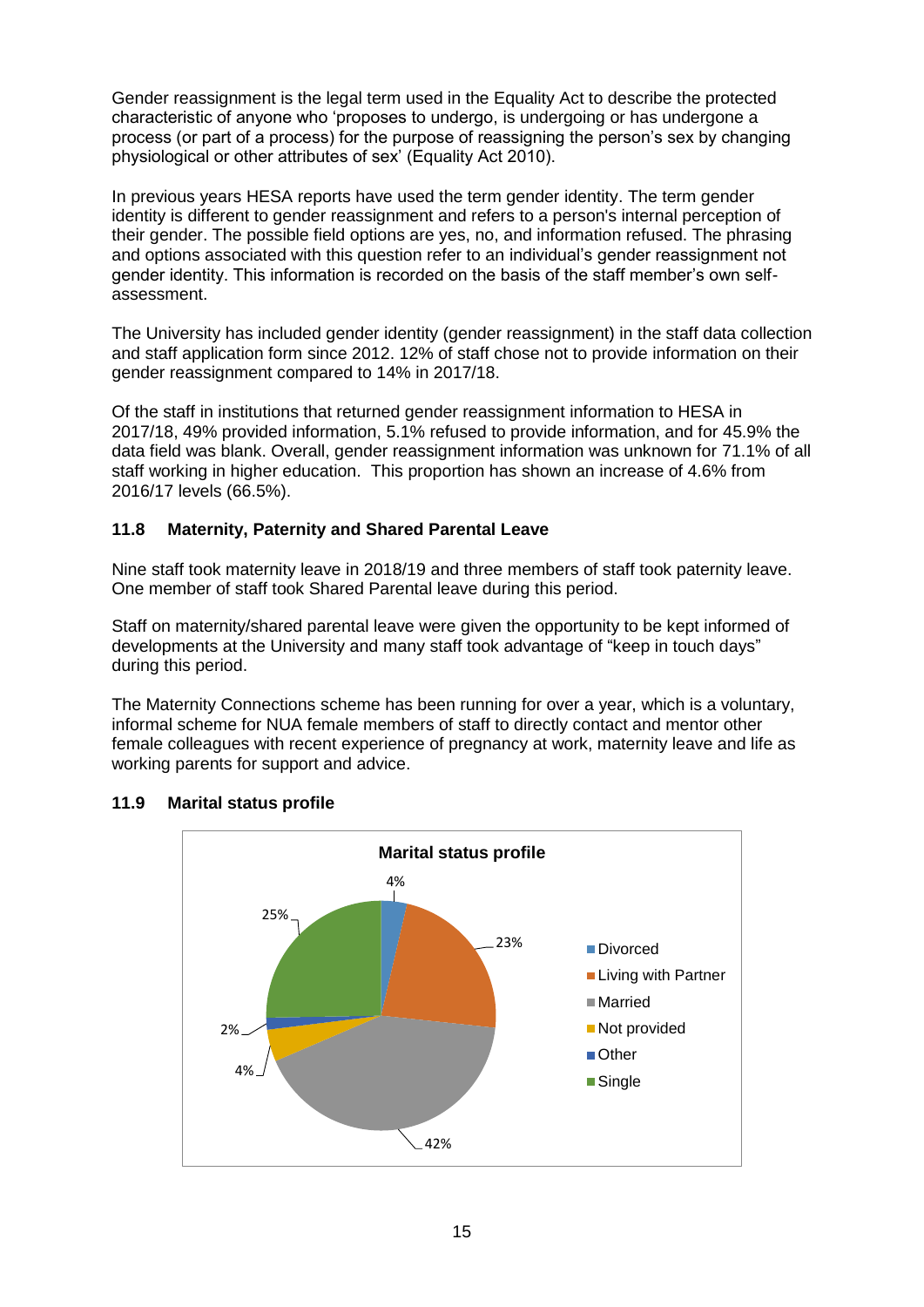Gender reassignment is the legal term used in the Equality Act to describe the protected characteristic of anyone who 'proposes to undergo, is undergoing or has undergone a process (or part of a process) for the purpose of reassigning the person's sex by changing physiological or other attributes of sex' (Equality Act 2010).

In previous years HESA reports have used the term gender identity. The term gender identity is different to gender reassignment and refers to a person's internal perception of their gender. The possible field options are yes, no, and information refused. The phrasing and options associated with this question refer to an individual's gender reassignment not gender identity. This information is recorded on the basis of the staff member's own self-assessment.

The University has included gender identity (gender reassignment) in the staff data collection and staff application form since 2012. 12% of staff chose not to provide information on their gender reassignment compared to 14% in 2017/18.

Of the staff in institutions that returned gender reassignment information to HESA in 2017/18, 49% provided information, 5.1% refused to provide information, and for 45.9% the data field was blank. Overall, gender reassignment information was unknown for 71.1% of all staff working in higher education. This proportion has shown an increase of 4.6% from 2016/17 levels (66.5%).

### 11.8 Maternity, Paternity and Shared Parental Leave

Nine staff took maternity leave in 2018/19 and three members of staff took paternity leave. One member of staff took Shared Parental leave during this period.

Staff on maternity/shared parental leave were given the opportunity to be kept informed of developments at the University and many staff took advantage of "keep in touch days" during this period.

The Maternity Connections scheme has been running for over a year, which is a voluntary, informal scheme for NUA female members of staff to directly contact and mentor other female colleagues with recent experience of pregnancy at work, maternity leave and life as working parents for support and advice.

### 11.9 Marital status profile

**Marital status profile**

| Marital status | % |
|---|---|
| Divorced | 4% |
| Living with Partner | 23% |
| Married | 42% |
| Not provided | 4% |
| Other | 2% |
| Single | 25% |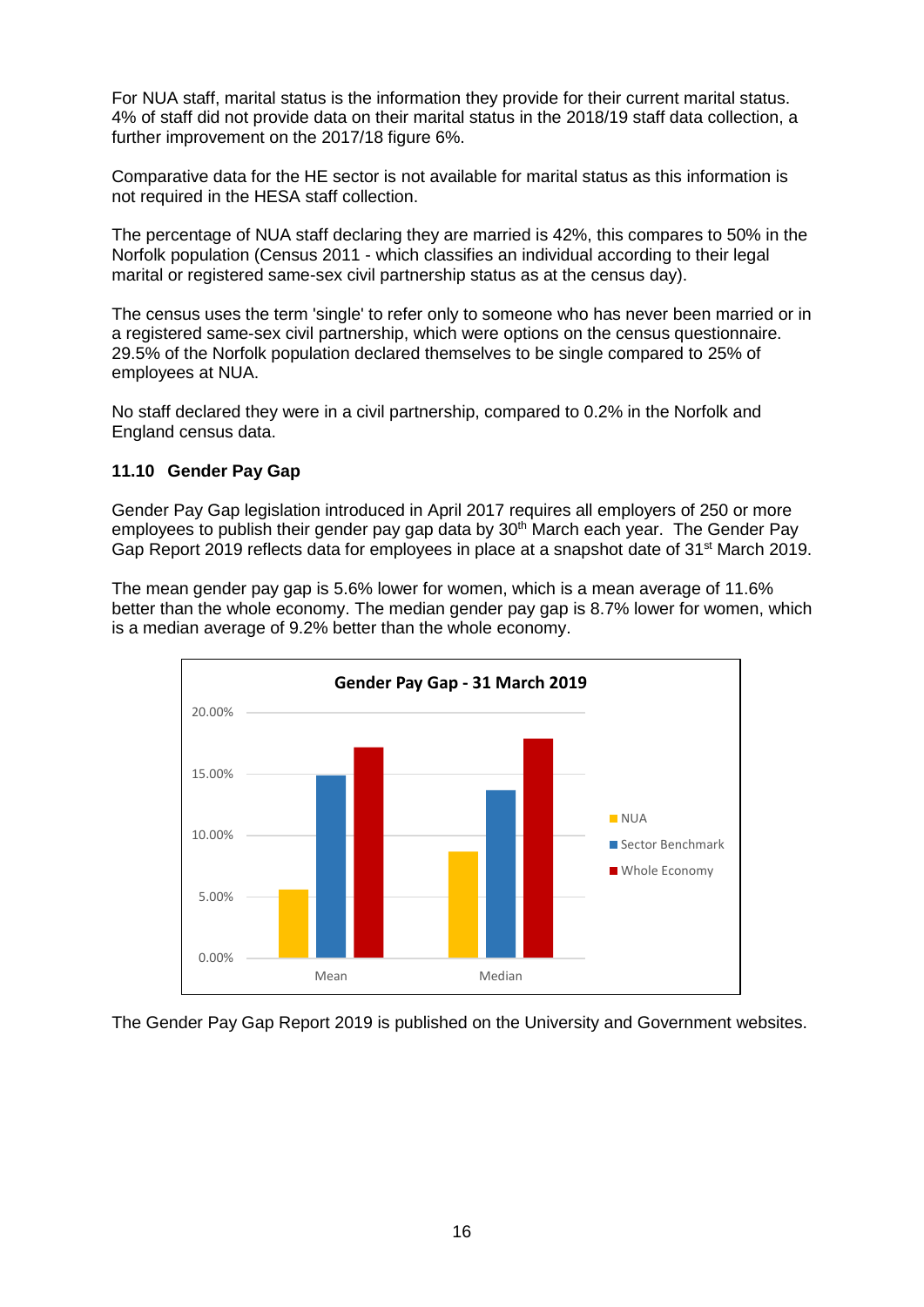For NUA staff, marital status is the information they provide for their current marital status. 4% of staff did not provide data on their marital status in the 2018/19 staff data collection, a further improvement on the 2017/18 figure 6%.

Comparative data for the HE sector is not available for marital status as this information is not required in the HESA staff collection.

The percentage of NUA staff declaring they are married is 42%, this compares to 50% in the Norfolk population (Census 2011 - which classifies an individual according to their legal marital or registered same-sex civil partnership status as at the census day).

The census uses the term 'single' to refer only to someone who has never been married or in a registered same-sex civil partnership, which were options on the census questionnaire. 29.5% of the Norfolk population declared themselves to be single compared to 25% of employees at NUA.

No staff declared they were in a civil partnership, compared to 0.2% in the Norfolk and England census data.

### 11.10 Gender Pay Gap

Gender Pay Gap legislation introduced in April 2017 requires all employers of 250 or more employees to publish their gender pay gap data by 30th March each year. The Gender Pay Gap Report 2019 reflects data for employees in place at a snapshot date of 31st March 2019.

The mean gender pay gap is 5.6% lower for women, which is a mean average of 11.6% better than the whole economy. The median gender pay gap is 8.7% lower for women, which is a median average of 9.2% better than the whole economy.

**Gender Pay Gap - 31 March 2019**

The Gender Pay Gap Report 2019 is published on the University and Government websites.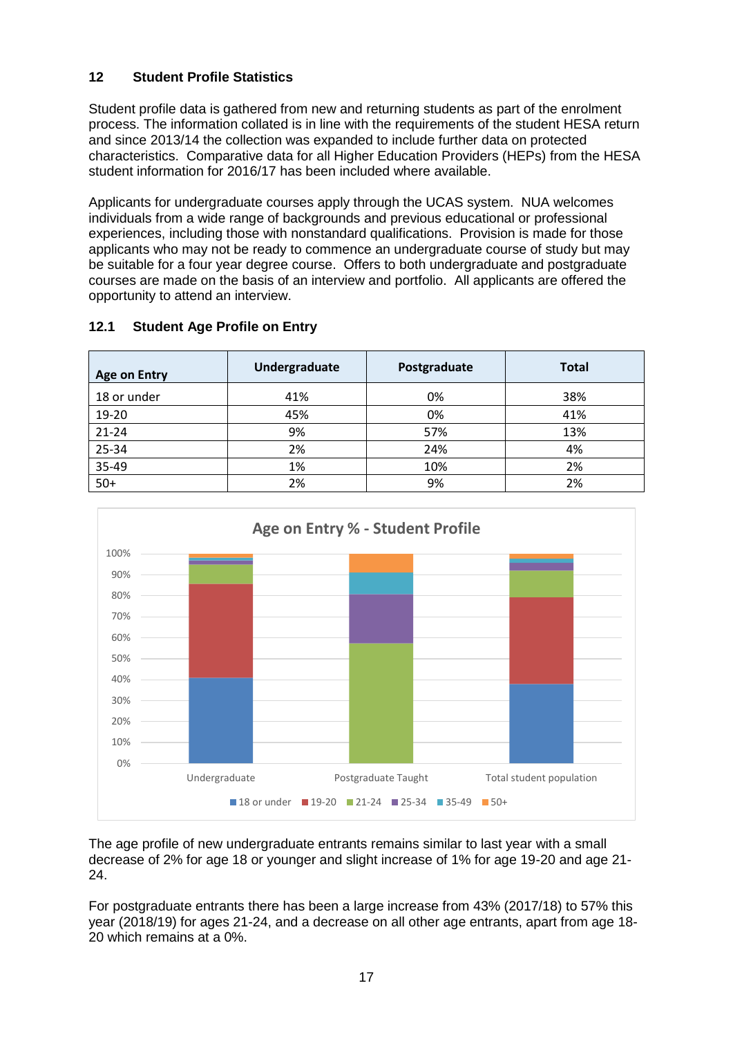## 12 Student Profile Statistics

Student profile data is gathered from new and returning students as part of the enrolment process. The information collated is in line with the requirements of the student HESA return and since 2013/14 the collection was expanded to include further data on protected characteristics. Comparative data for all Higher Education Providers (HEPs) from the HESA student information for 2016/17 has been included where available.

Applicants for undergraduate courses apply through the UCAS system. NUA welcomes individuals from a wide range of backgrounds and previous educational or professional experiences, including those with nonstandard qualifications. Provision is made for those applicants who may not be ready to commence an undergraduate course of study but may be suitable for a four year degree course. Offers to both undergraduate and postgraduate courses are made on the basis of an interview and portfolio. All applicants are offered the opportunity to attend an interview.

### 12.1 Student Age Profile on Entry

| Age on Entry | Undergraduate | Postgraduate | Total |
|---|---|---|---|
| 18 or under | 41% | 0% | 38% |
| 19-20 | 45% | 0% | 41% |
| 21-24 | 9% | 57% | 13% |
| 25-34 | 2% | 24% | 4% |
| 35-49 | 1% | 10% | 2% |
| 50+ | 2% | 9% | 2% |

The age profile of new undergraduate entrants remains similar to last year with a small decrease of 2% for age 18 or younger and slight increase of 1% for age 19-20 and age 21-24.

For postgraduate entrants there has been a large increase from 43% (2017/18) to 57% this year (2018/19) for ages 21-24, and a decrease on all other age entrants, apart from age 18-20 which remains at a 0%.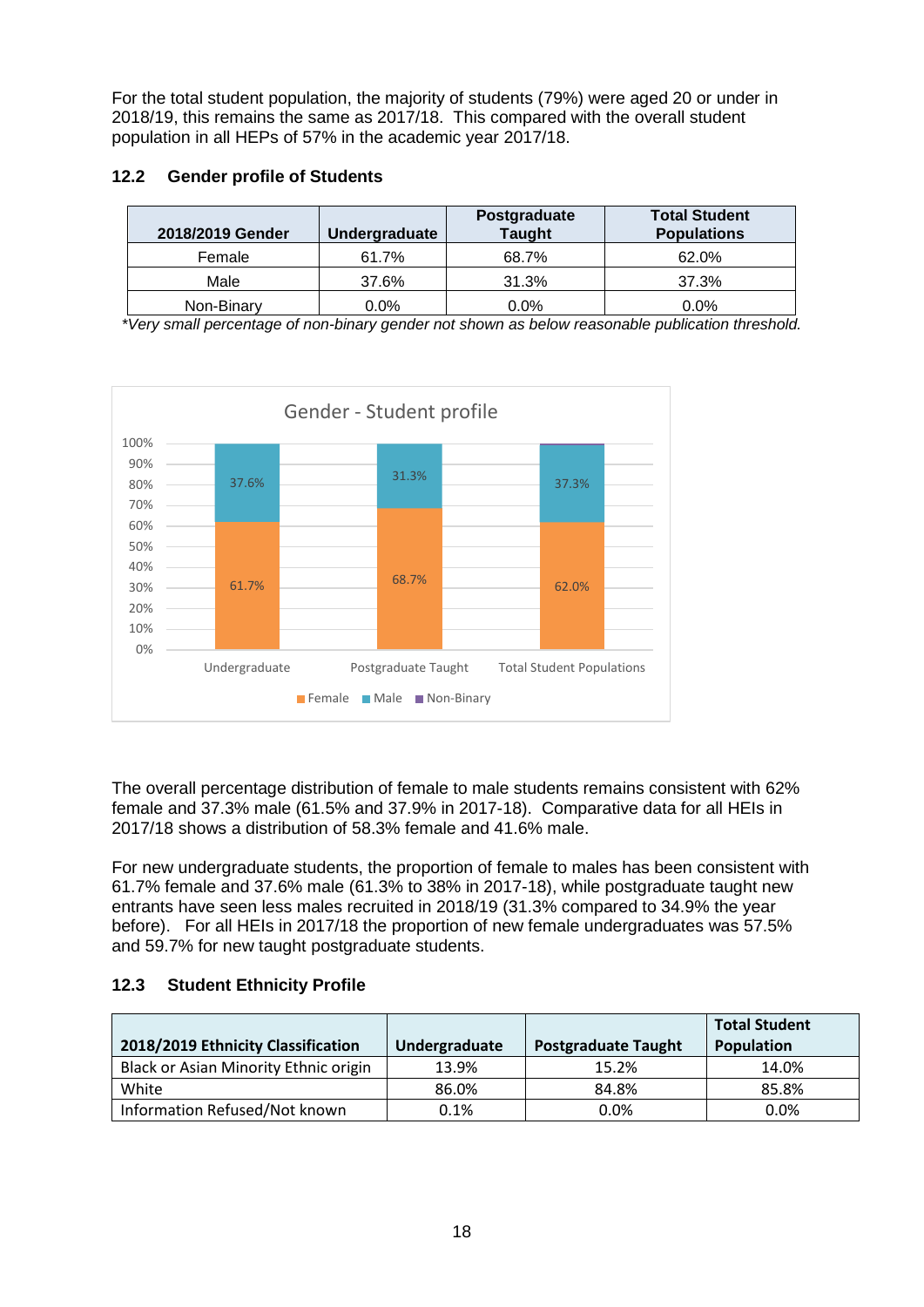For the total student population, the majority of students (79%) were aged 20 or under in 2018/19, this remains the same as 2017/18. This compared with the overall student population in all HEPs of 57% in the academic year 2017/18.

### 12.2 Gender profile of Students

| 2018/2019 Gender | Undergraduate | Postgraduate Taught | Total Student Populations |
|---|---|---|---|
| Female | 61.7% | 68.7% | 62.0% |
| Male | 37.6% | 31.3% | 37.3% |
| Non-Binary | 0.0% | 0.0% | 0.0% |

*\*Very small percentage of non-binary gender not shown as below reasonable publication threshold.*

Gender - Student profile

| | Undergraduate | Postgraduate Taught | Total Student Populations |
|---|---|---|---|
| Female | 61.7% | 68.7% | 62.0% |
| Male | 37.6% | 31.3% | 37.3% |
| Non-Binary | | | |

The overall percentage distribution of female to male students remains consistent with 62% female and 37.3% male (61.5% and 37.9% in 2017-18). Comparative data for all HEIs in 2017/18 shows a distribution of 58.3% female and 41.6% male.

For new undergraduate students, the proportion of female to males has been consistent with 61.7% female and 37.6% male (61.3% to 38% in 2017-18), while postgraduate taught new entrants have seen less males recruited in 2018/19 (31.3% compared to 34.9% the year before). For all HEIs in 2017/18 the proportion of new female undergraduates was 57.5% and 59.7% for new taught postgraduate students.

### 12.3 Student Ethnicity Profile

| 2018/2019 Ethnicity Classification | Undergraduate | Postgraduate Taught | Total Student Population |
|---|---|---|---|
| Black or Asian Minority Ethnic origin | 13.9% | 15.2% | 14.0% |
| White | 86.0% | 84.8% | 85.8% |
| Information Refused/Not known | 0.1% | 0.0% | 0.0% |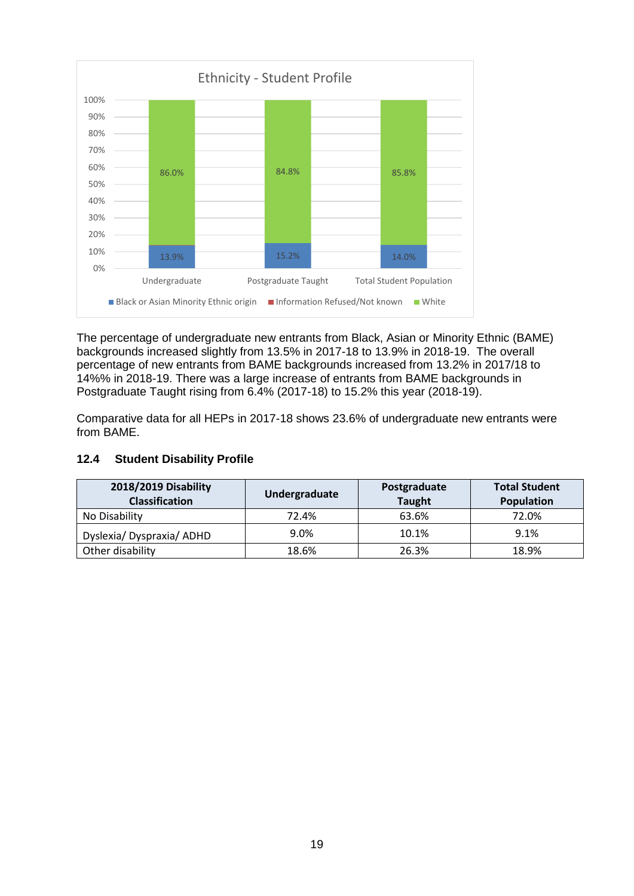Ethnicity - Student Profile

| | Black or Asian Minority Ethnic origin | Information Refused/Not known | White |
|---|---|---|---|
| Undergraduate | 13.9% | | 86.0% |
| Postgraduate Taught | 15.2% | | 84.8% |
| Total Student Population | 14.0% | | 85.8% |

The percentage of undergraduate new entrants from Black, Asian or Minority Ethnic (BAME) backgrounds increased slightly from 13.5% in 2017-18 to 13.9% in 2018-19. The overall percentage of new entrants from BAME backgrounds increased from 13.2% in 2017/18 to 14%% in 2018-19. There was a large increase of entrants from BAME backgrounds in Postgraduate Taught rising from 6.4% (2017-18) to 15.2% this year (2018-19).

Comparative data for all HEPs in 2017-18 shows 23.6% of undergraduate new entrants were from BAME.

## 12.4 Student Disability Profile

| 2018/2019 Disability Classification | Undergraduate | Postgraduate Taught | Total Student Population |
|---|---|---|---|
| No Disability | 72.4% | 63.6% | 72.0% |
| Dyslexia/ Dyspraxia/ ADHD | 9.0% | 10.1% | 9.1% |
| Other disability | 18.6% | 26.3% | 18.9% |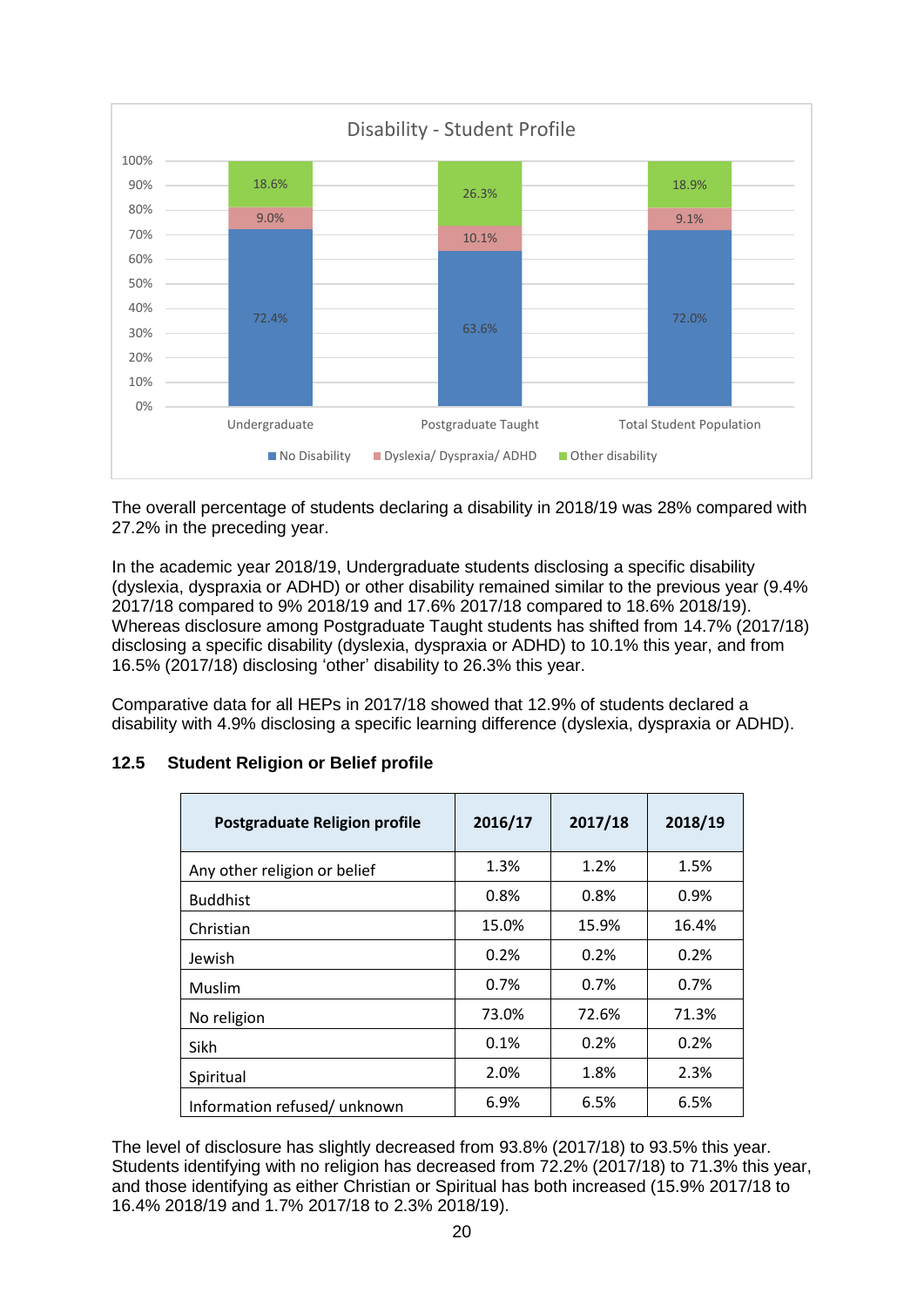Disability - Student Profile

| | Undergraduate | Postgraduate Taught | Total Student Population |
|---|---|---|---|
| No Disability | 72.4% | 63.6% | 72.0% |
| Dyslexia/ Dyspraxia/ ADHD | 9.0% | 10.1% | 9.1% |
| Other disability | 18.6% | 26.3% | 18.9% |

The overall percentage of students declaring a disability in 2018/19 was 28% compared with 27.2% in the preceding year.

In the academic year 2018/19, Undergraduate students disclosing a specific disability (dyslexia, dyspraxia or ADHD) or other disability remained similar to the previous year (9.4% 2017/18 compared to 9% 2018/19 and 17.6% 2017/18 compared to 18.6% 2018/19). Whereas disclosure among Postgraduate Taught students has shifted from 14.7% (2017/18) disclosing a specific disability (dyslexia, dyspraxia or ADHD) to 10.1% this year, and from 16.5% (2017/18) disclosing 'other' disability to 26.3% this year.

Comparative data for all HEPs in 2017/18 showed that 12.9% of students declared a disability with 4.9% disclosing a specific learning difference (dyslexia, dyspraxia or ADHD).

### 12.5 Student Religion or Belief profile

| Postgraduate Religion profile | 2016/17 | 2017/18 | 2018/19 |
|---|---|---|---|
| Any other religion or belief | 1.3% | 1.2% | 1.5% |
| Buddhist | 0.8% | 0.8% | 0.9% |
| Christian | 15.0% | 15.9% | 16.4% |
| Jewish | 0.2% | 0.2% | 0.2% |
| Muslim | 0.7% | 0.7% | 0.7% |
| No religion | 73.0% | 72.6% | 71.3% |
| Sikh | 0.1% | 0.2% | 0.2% |
| Spiritual | 2.0% | 1.8% | 2.3% |
| Information refused/ unknown | 6.9% | 6.5% | 6.5% |

The level of disclosure has slightly decreased from 93.8% (2017/18) to 93.5% this year. Students identifying with no religion has decreased from 72.2% (2017/18) to 71.3% this year, and those identifying as either Christian or Spiritual has both increased (15.9% 2017/18 to 16.4% 2018/19 and 1.7% 2017/18 to 2.3% 2018/19).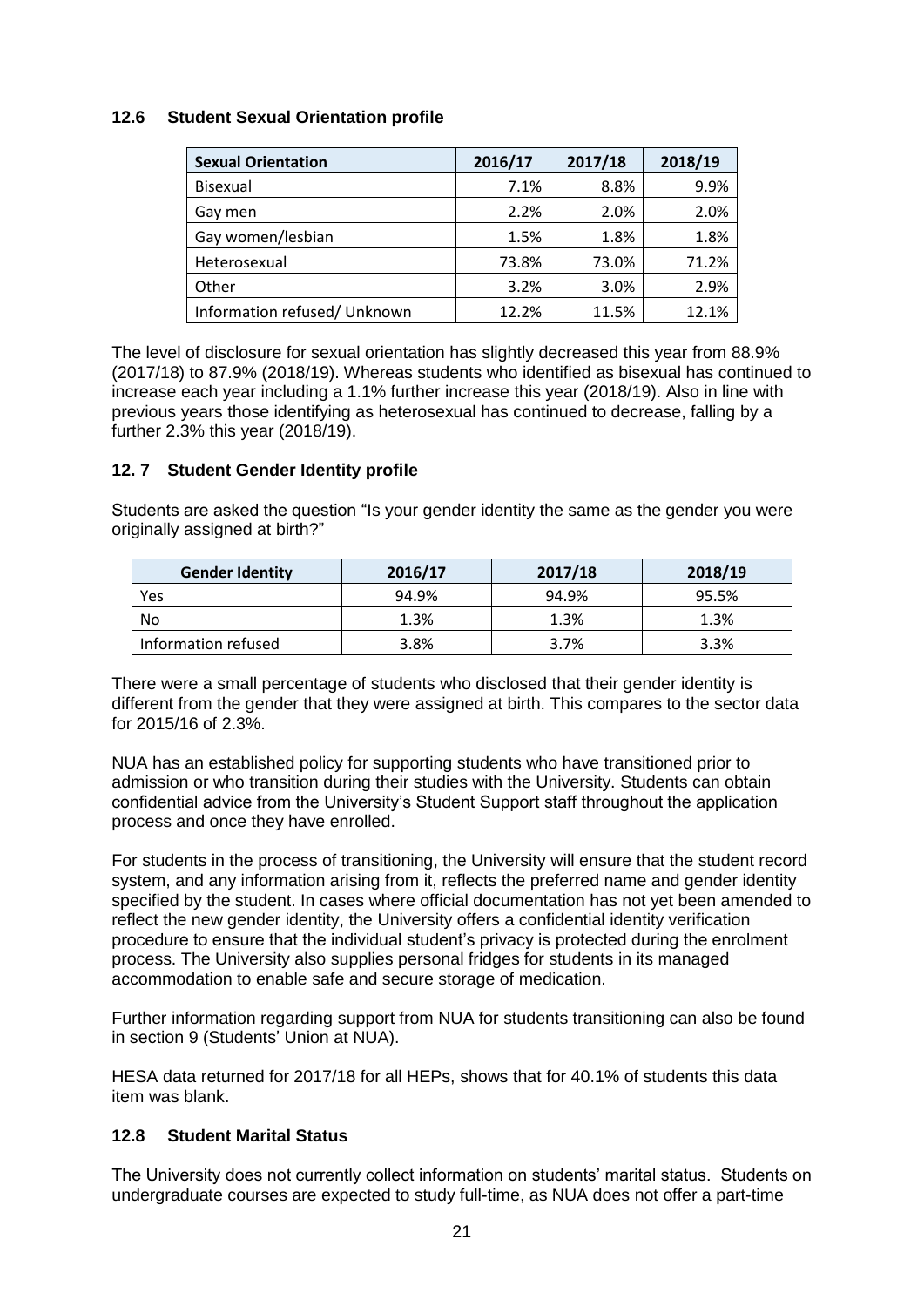### 12.6 Student Sexual Orientation profile

| Sexual Orientation | 2016/17 | 2017/18 | 2018/19 |
|---|---|---|---|
| Bisexual | 7.1% | 8.8% | 9.9% |
| Gay men | 2.2% | 2.0% | 2.0% |
| Gay women/lesbian | 1.5% | 1.8% | 1.8% |
| Heterosexual | 73.8% | 73.0% | 71.2% |
| Other | 3.2% | 3.0% | 2.9% |
| Information refused/ Unknown | 12.2% | 11.5% | 12.1% |

The level of disclosure for sexual orientation has slightly decreased this year from 88.9% (2017/18) to 87.9% (2018/19). Whereas students who identified as bisexual has continued to increase each year including a 1.1% further increase this year (2018/19). Also in line with previous years those identifying as heterosexual has continued to decrease, falling by a further 2.3% this year (2018/19).

### 12. 7 Student Gender Identity profile

Students are asked the question "Is your gender identity the same as the gender you were originally assigned at birth?"

| Gender Identity | 2016/17 | 2017/18 | 2018/19 |
|---|---|---|---|
| Yes | 94.9% | 94.9% | 95.5% |
| No | 1.3% | 1.3% | 1.3% |
| Information refused | 3.8% | 3.7% | 3.3% |

There were a small percentage of students who disclosed that their gender identity is different from the gender that they were assigned at birth. This compares to the sector data for 2015/16 of 2.3%.

NUA has an established policy for supporting students who have transitioned prior to admission or who transition during their studies with the University. Students can obtain confidential advice from the University's Student Support staff throughout the application process and once they have enrolled.

For students in the process of transitioning, the University will ensure that the student record system, and any information arising from it, reflects the preferred name and gender identity specified by the student. In cases where official documentation has not yet been amended to reflect the new gender identity, the University offers a confidential identity verification procedure to ensure that the individual student's privacy is protected during the enrolment process. The University also supplies personal fridges for students in its managed accommodation to enable safe and secure storage of medication.

Further information regarding support from NUA for students transitioning can also be found in section 9 (Students' Union at NUA).

HESA data returned for 2017/18 for all HEPs, shows that for 40.1% of students this data item was blank.

### 12.8 Student Marital Status

The University does not currently collect information on students' marital status. Students on undergraduate courses are expected to study full-time, as NUA does not offer a part-time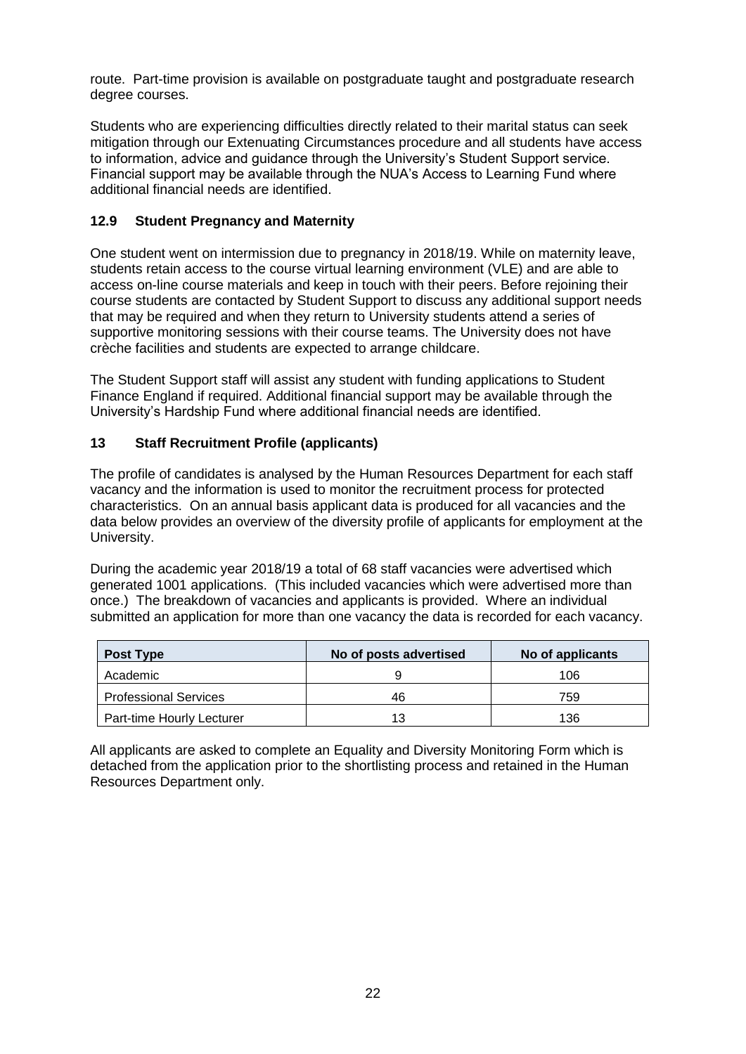route. Part-time provision is available on postgraduate taught and postgraduate research degree courses.

Students who are experiencing difficulties directly related to their marital status can seek mitigation through our Extenuating Circumstances procedure and all students have access to information, advice and guidance through the University's Student Support service. Financial support may be available through the NUA's Access to Learning Fund where additional financial needs are identified.

### 12.9 Student Pregnancy and Maternity

One student went on intermission due to pregnancy in 2018/19. While on maternity leave, students retain access to the course virtual learning environment (VLE) and are able to access on-line course materials and keep in touch with their peers. Before rejoining their course students are contacted by Student Support to discuss any additional support needs that may be required and when they return to University students attend a series of supportive monitoring sessions with their course teams. The University does not have crèche facilities and students are expected to arrange childcare.

The Student Support staff will assist any student with funding applications to Student Finance England if required. Additional financial support may be available through the University's Hardship Fund where additional financial needs are identified.

## 13 Staff Recruitment Profile (applicants)

The profile of candidates is analysed by the Human Resources Department for each staff vacancy and the information is used to monitor the recruitment process for protected characteristics. On an annual basis applicant data is produced for all vacancies and the data below provides an overview of the diversity profile of applicants for employment at the University.

During the academic year 2018/19 a total of 68 staff vacancies were advertised which generated 1001 applications. (This included vacancies which were advertised more than once.) The breakdown of vacancies and applicants is provided. Where an individual submitted an application for more than one vacancy the data is recorded for each vacancy.

| Post Type | No of posts advertised | No of applicants |
|---|---|---|
| Academic | 9 | 106 |
| Professional Services | 46 | 759 |
| Part-time Hourly Lecturer | 13 | 136 |

All applicants are asked to complete an Equality and Diversity Monitoring Form which is detached from the application prior to the shortlisting process and retained in the Human Resources Department only.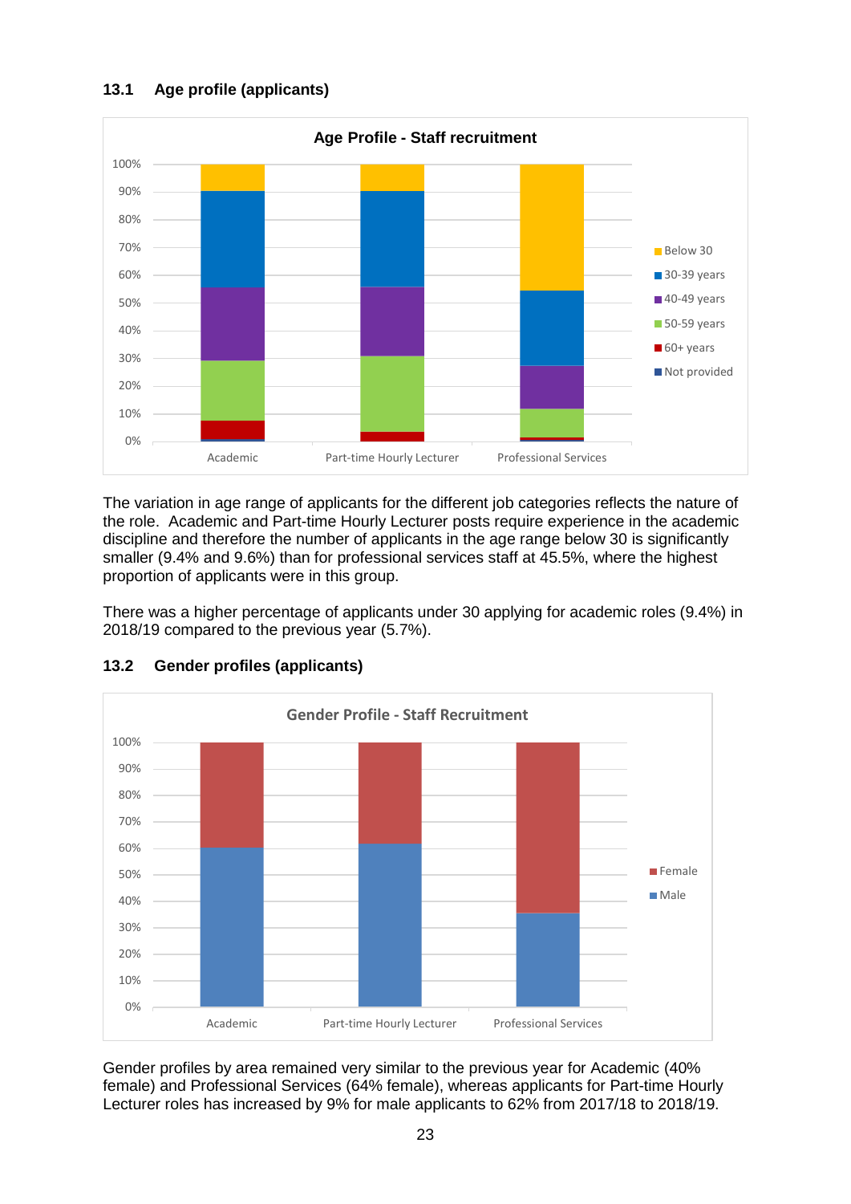### 13.1 Age profile (applicants)

The variation in age range of applicants for the different job categories reflects the nature of the role. Academic and Part-time Hourly Lecturer posts require experience in the academic discipline and therefore the number of applicants in the age range below 30 is significantly smaller (9.4% and 9.6%) than for professional services staff at 45.5%, where the highest proportion of applicants were in this group.

There was a higher percentage of applicants under 30 applying for academic roles (9.4%) in 2018/19 compared to the previous year (5.7%).

### 13.2 Gender profiles (applicants)

Gender profiles by area remained very similar to the previous year for Academic (40% female) and Professional Services (64% female), whereas applicants for Part-time Hourly Lecturer roles has increased by 9% for male applicants to 62% from 2017/18 to 2018/19.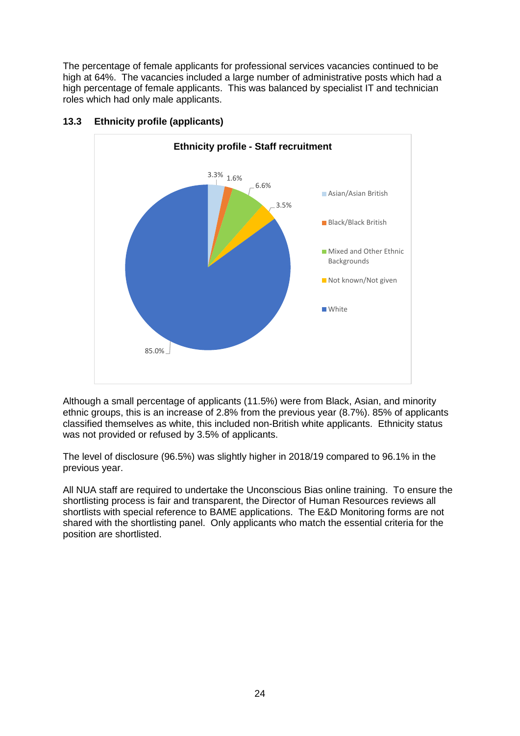The percentage of female applicants for professional services vacancies continued to be high at 64%. The vacancies included a large number of administrative posts which had a high percentage of female applicants. This was balanced by specialist IT and technician roles which had only male applicants.

### 13.3 Ethnicity profile (applicants)

**Ethnicity profile - Staff recruitment**

| Ethnicity | Percentage |
|---|---|
| Asian/Asian British | 3.3% |
| Black/Black British | 1.6% |
| Mixed and Other Ethnic Backgrounds | 6.6% |
| Not known/Not given | 3.5% |
| White | 85.0% |

Although a small percentage of applicants (11.5%) were from Black, Asian, and minority ethnic groups, this is an increase of 2.8% from the previous year (8.7%). 85% of applicants classified themselves as white, this included non-British white applicants. Ethnicity status was not provided or refused by 3.5% of applicants.

The level of disclosure (96.5%) was slightly higher in 2018/19 compared to 96.1% in the previous year.

All NUA staff are required to undertake the Unconscious Bias online training. To ensure the shortlisting process is fair and transparent, the Director of Human Resources reviews all shortlists with special reference to BAME applications. The E&D Monitoring forms are not shared with the shortlisting panel. Only applicants who match the essential criteria for the position are shortlisted.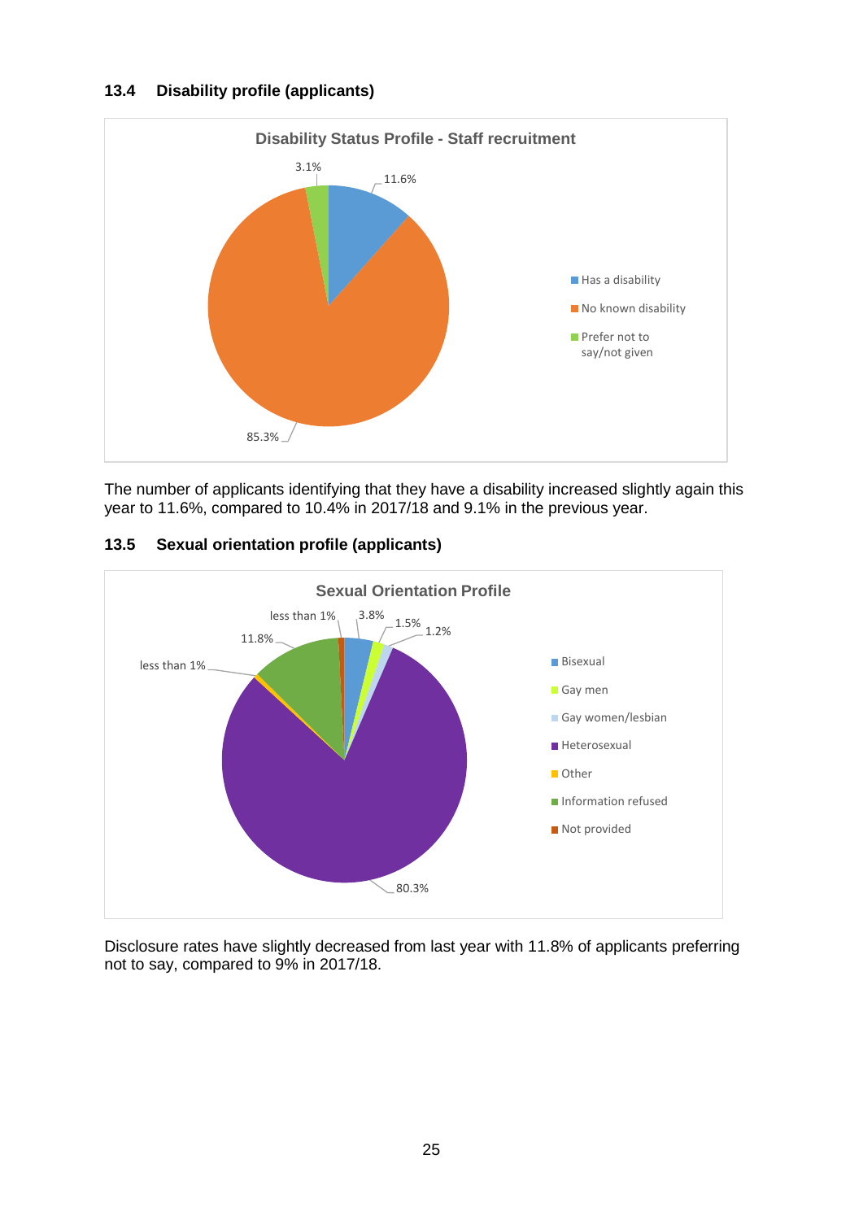### 13.4 Disability profile (applicants)

**Disability Status Profile - Staff recruitment**

- Has a disability: 11.6%
- No known disability: 85.3%
- Prefer not to say/not given: 3.1%

The number of applicants identifying that they have a disability increased slightly again this year to 11.6%, compared to 10.4% in 2017/18 and 9.1% in the previous year.

### 13.5 Sexual orientation profile (applicants)

**Sexual Orientation Profile**

- Bisexual: 3.8%
- Gay men: 1.5%
- Gay women/lesbian: 1.2%
- Heterosexual: 80.3%
- Other: less than 1%
- Information refused: 11.8%
- Not provided: less than 1%

Disclosure rates have slightly decreased from last year with 11.8% of applicants preferring not to say, compared to 9% in 2017/18.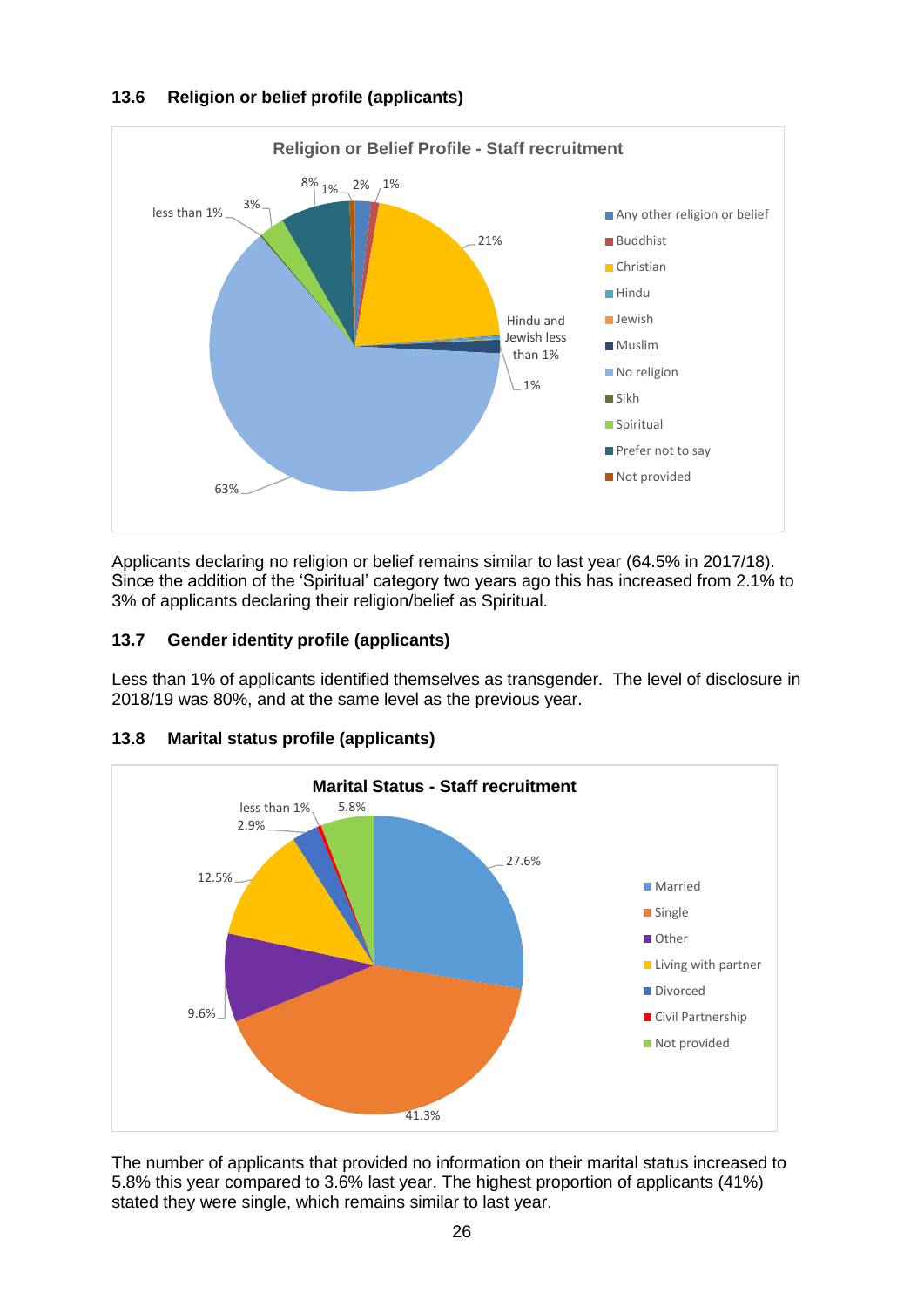### 13.6 Religion or belief profile (applicants)

Applicants declaring no religion or belief remains similar to last year (64.5% in 2017/18). Since the addition of the 'Spiritual' category two years ago this has increased from 2.1% to 3% of applicants declaring their religion/belief as Spiritual.

### 13.7 Gender identity profile (applicants)

Less than 1% of applicants identified themselves as transgender. The level of disclosure in 2018/19 was 80%, and at the same level as the previous year.

### 13.8 Marital status profile (applicants)

The number of applicants that provided no information on their marital status increased to 5.8% this year compared to 3.6% last year. The highest proportion of applicants (41%) stated they were single, which remains similar to last year.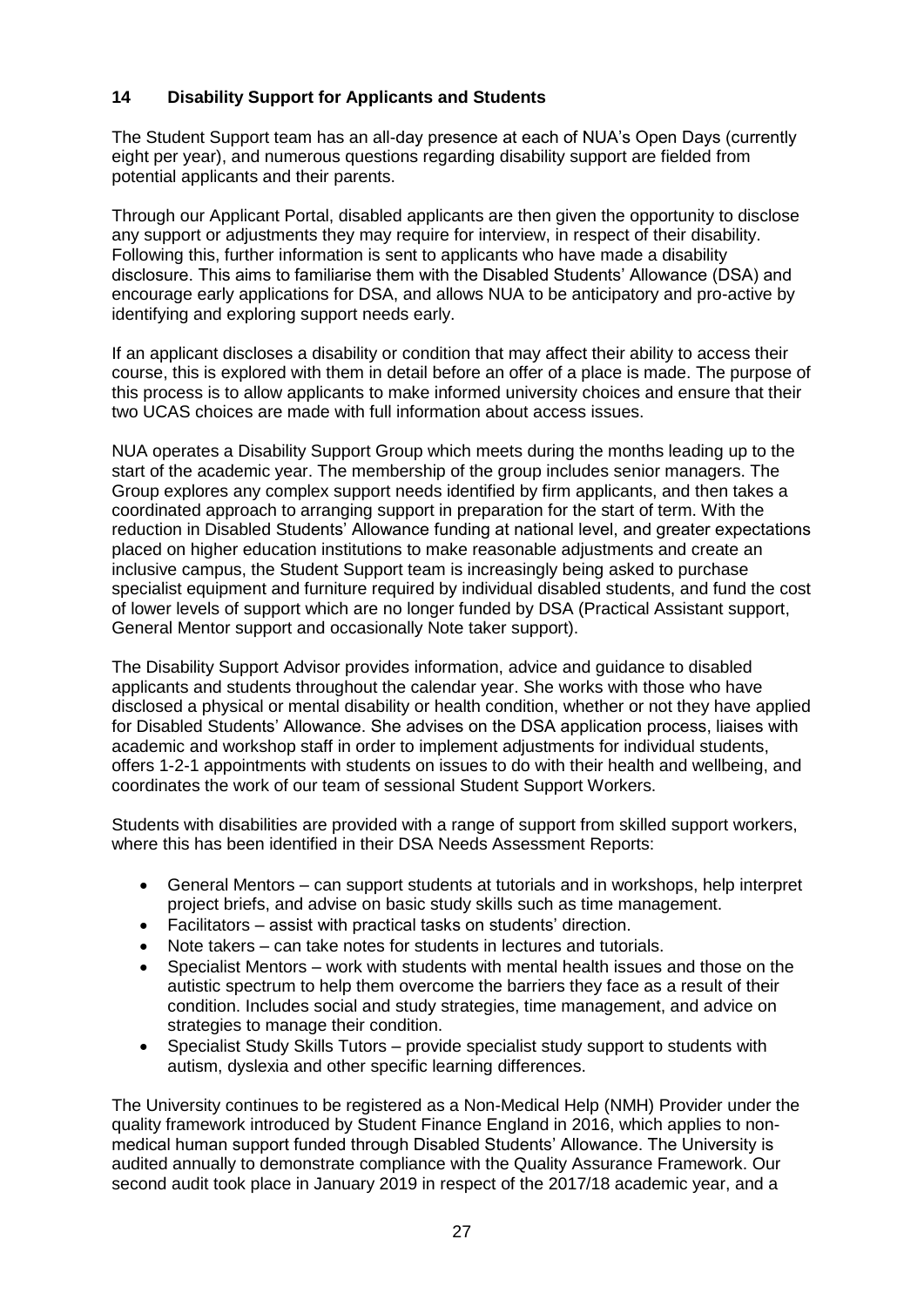## 14 Disability Support for Applicants and Students

The Student Support team has an all-day presence at each of NUA's Open Days (currently eight per year), and numerous questions regarding disability support are fielded from potential applicants and their parents.

Through our Applicant Portal, disabled applicants are then given the opportunity to disclose any support or adjustments they may require for interview, in respect of their disability. Following this, further information is sent to applicants who have made a disability disclosure. This aims to familiarise them with the Disabled Students' Allowance (DSA) and encourage early applications for DSA, and allows NUA to be anticipatory and pro-active by identifying and exploring support needs early.

If an applicant discloses a disability or condition that may affect their ability to access their course, this is explored with them in detail before an offer of a place is made. The purpose of this process is to allow applicants to make informed university choices and ensure that their two UCAS choices are made with full information about access issues.

NUA operates a Disability Support Group which meets during the months leading up to the start of the academic year. The membership of the group includes senior managers. The Group explores any complex support needs identified by firm applicants, and then takes a coordinated approach to arranging support in preparation for the start of term. With the reduction in Disabled Students' Allowance funding at national level, and greater expectations placed on higher education institutions to make reasonable adjustments and create an inclusive campus, the Student Support team is increasingly being asked to purchase specialist equipment and furniture required by individual disabled students, and fund the cost of lower levels of support which are no longer funded by DSA (Practical Assistant support, General Mentor support and occasionally Note taker support).

The Disability Support Advisor provides information, advice and guidance to disabled applicants and students throughout the calendar year. She works with those who have disclosed a physical or mental disability or health condition, whether or not they have applied for Disabled Students' Allowance. She advises on the DSA application process, liaises with academic and workshop staff in order to implement adjustments for individual students, offers 1-2-1 appointments with students on issues to do with their health and wellbeing, and coordinates the work of our team of sessional Student Support Workers.

Students with disabilities are provided with a range of support from skilled support workers, where this has been identified in their DSA Needs Assessment Reports:

- General Mentors – can support students at tutorials and in workshops, help interpret project briefs, and advise on basic study skills such as time management.
- Facilitators – assist with practical tasks on students' direction.
- Note takers – can take notes for students in lectures and tutorials.
- Specialist Mentors – work with students with mental health issues and those on the autistic spectrum to help them overcome the barriers they face as a result of their condition. Includes social and study strategies, time management, and advice on strategies to manage their condition.
- Specialist Study Skills Tutors – provide specialist study support to students with autism, dyslexia and other specific learning differences.

The University continues to be registered as a Non-Medical Help (NMH) Provider under the quality framework introduced by Student Finance England in 2016, which applies to non-medical human support funded through Disabled Students' Allowance. The University is audited annually to demonstrate compliance with the Quality Assurance Framework. Our second audit took place in January 2019 in respect of the 2017/18 academic year, and a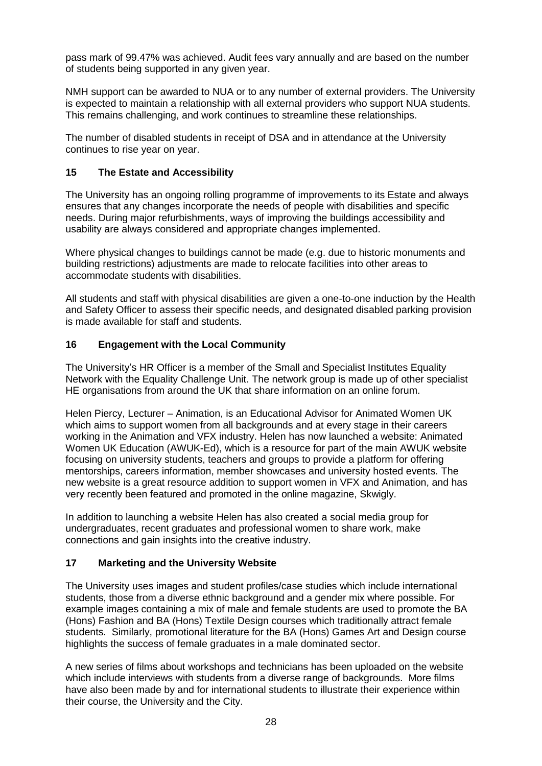pass mark of 99.47% was achieved. Audit fees vary annually and are based on the number of students being supported in any given year.

NMH support can be awarded to NUA or to any number of external providers. The University is expected to maintain a relationship with all external providers who support NUA students. This remains challenging, and work continues to streamline these relationships.

The number of disabled students in receipt of DSA and in attendance at the University continues to rise year on year.

## 15 The Estate and Accessibility

The University has an ongoing rolling programme of improvements to its Estate and always ensures that any changes incorporate the needs of people with disabilities and specific needs. During major refurbishments, ways of improving the buildings accessibility and usability are always considered and appropriate changes implemented.

Where physical changes to buildings cannot be made (e.g. due to historic monuments and building restrictions) adjustments are made to relocate facilities into other areas to accommodate students with disabilities.

All students and staff with physical disabilities are given a one-to-one induction by the Health and Safety Officer to assess their specific needs, and designated disabled parking provision is made available for staff and students.

## 16 Engagement with the Local Community

The University's HR Officer is a member of the Small and Specialist Institutes Equality Network with the Equality Challenge Unit. The network group is made up of other specialist HE organisations from around the UK that share information on an online forum.

Helen Piercy, Lecturer – Animation, is an Educational Advisor for Animated Women UK which aims to support women from all backgrounds and at every stage in their careers working in the Animation and VFX industry. Helen has now launched a website: Animated Women UK Education (AWUK-Ed), which is a resource for part of the main AWUK website focusing on university students, teachers and groups to provide a platform for offering mentorships, careers information, member showcases and university hosted events. The new website is a great resource addition to support women in VFX and Animation, and has very recently been featured and promoted in the online magazine, Skwigly.

In addition to launching a website Helen has also created a social media group for undergraduates, recent graduates and professional women to share work, make connections and gain insights into the creative industry.

## 17 Marketing and the University Website

The University uses images and student profiles/case studies which include international students, those from a diverse ethnic background and a gender mix where possible. For example images containing a mix of male and female students are used to promote the BA (Hons) Fashion and BA (Hons) Textile Design courses which traditionally attract female students. Similarly, promotional literature for the BA (Hons) Games Art and Design course highlights the success of female graduates in a male dominated sector.

A new series of films about workshops and technicians has been uploaded on the website which include interviews with students from a diverse range of backgrounds. More films have also been made by and for international students to illustrate their experience within their course, the University and the City.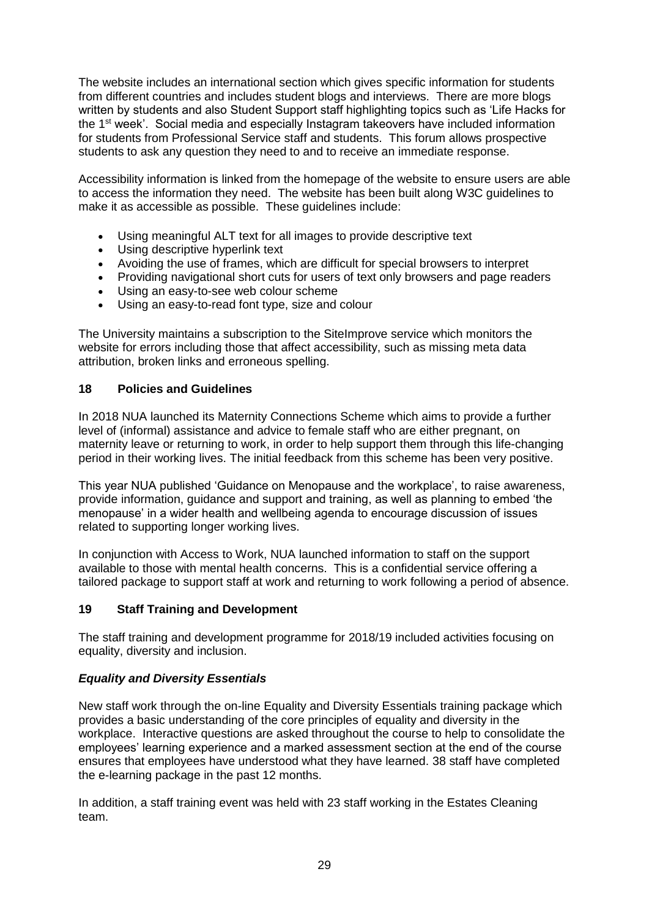The website includes an international section which gives specific information for students from different countries and includes student blogs and interviews. There are more blogs written by students and also Student Support staff highlighting topics such as 'Life Hacks for the 1st week'. Social media and especially Instagram takeovers have included information for students from Professional Service staff and students. This forum allows prospective students to ask any question they need to and to receive an immediate response.

Accessibility information is linked from the homepage of the website to ensure users are able to access the information they need. The website has been built along W3C guidelines to make it as accessible as possible. These guidelines include:

- Using meaningful ALT text for all images to provide descriptive text
- Using descriptive hyperlink text
- Avoiding the use of frames, which are difficult for special browsers to interpret
- Providing navigational short cuts for users of text only browsers and page readers
- Using an easy-to-see web colour scheme
- Using an easy-to-read font type, size and colour

The University maintains a subscription to the SiteImprove service which monitors the website for errors including those that affect accessibility, such as missing meta data attribution, broken links and erroneous spelling.

## 18 Policies and Guidelines

In 2018 NUA launched its Maternity Connections Scheme which aims to provide a further level of (informal) assistance and advice to female staff who are either pregnant, on maternity leave or returning to work, in order to help support them through this life-changing period in their working lives. The initial feedback from this scheme has been very positive.

This year NUA published 'Guidance on Menopause and the workplace', to raise awareness, provide information, guidance and support and training, as well as planning to embed 'the menopause' in a wider health and wellbeing agenda to encourage discussion of issues related to supporting longer working lives.

In conjunction with Access to Work, NUA launched information to staff on the support available to those with mental health concerns. This is a confidential service offering a tailored package to support staff at work and returning to work following a period of absence.

## 19 Staff Training and Development

The staff training and development programme for 2018/19 included activities focusing on equality, diversity and inclusion.

### *Equality and Diversity Essentials*

New staff work through the on-line Equality and Diversity Essentials training package which provides a basic understanding of the core principles of equality and diversity in the workplace. Interactive questions are asked throughout the course to help to consolidate the employees' learning experience and a marked assessment section at the end of the course ensures that employees have understood what they have learned. 38 staff have completed the e-learning package in the past 12 months.

In addition, a staff training event was held with 23 staff working in the Estates Cleaning team.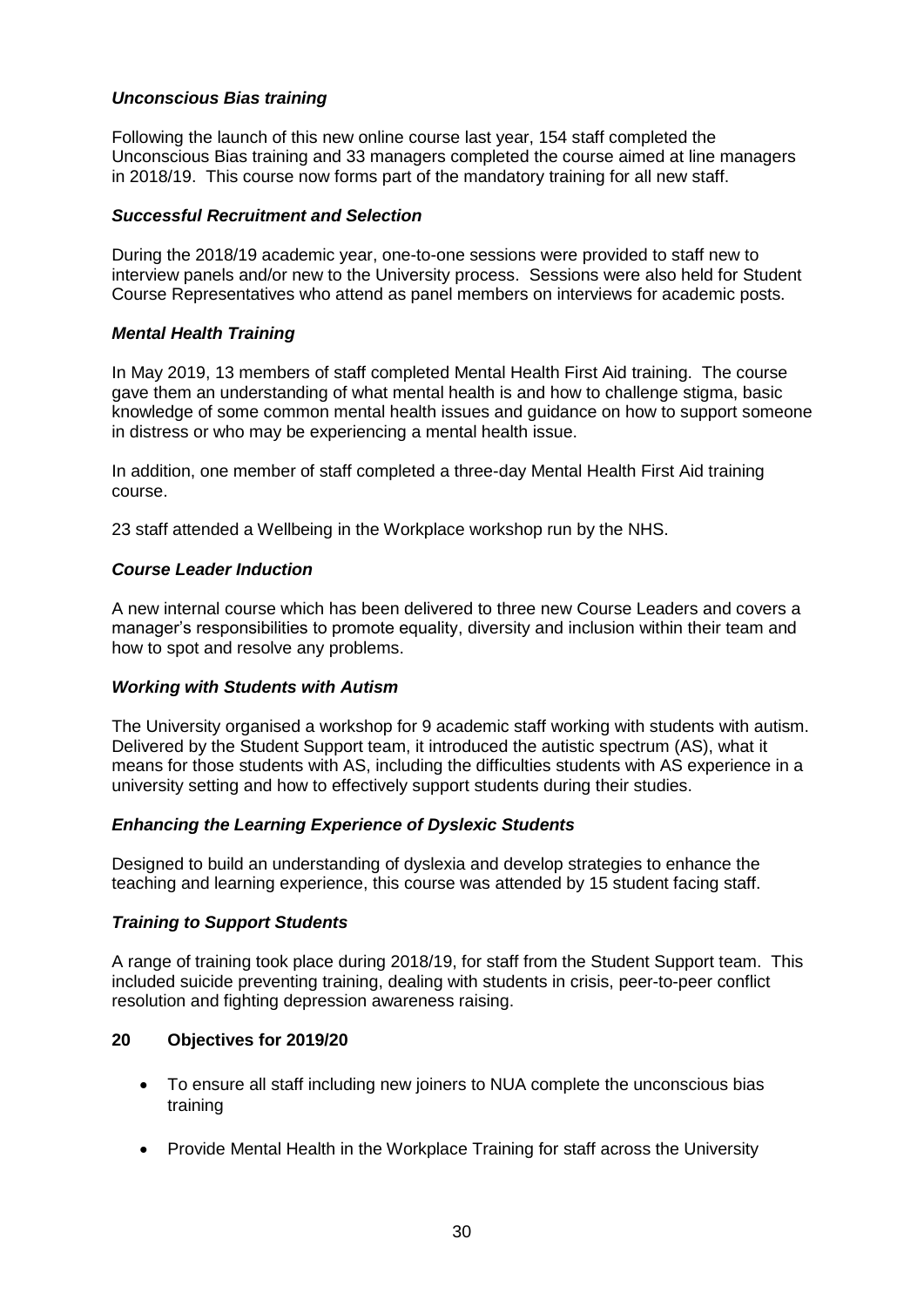### *Unconscious Bias training*

Following the launch of this new online course last year, 154 staff completed the Unconscious Bias training and 33 managers completed the course aimed at line managers in 2018/19. This course now forms part of the mandatory training for all new staff.

### *Successful Recruitment and Selection*

During the 2018/19 academic year, one-to-one sessions were provided to staff new to interview panels and/or new to the University process. Sessions were also held for Student Course Representatives who attend as panel members on interviews for academic posts.

### *Mental Health Training*

In May 2019, 13 members of staff completed Mental Health First Aid training. The course gave them an understanding of what mental health is and how to challenge stigma, basic knowledge of some common mental health issues and guidance on how to support someone in distress or who may be experiencing a mental health issue.

In addition, one member of staff completed a three-day Mental Health First Aid training course.

23 staff attended a Wellbeing in the Workplace workshop run by the NHS.

### *Course Leader Induction*

A new internal course which has been delivered to three new Course Leaders and covers a manager's responsibilities to promote equality, diversity and inclusion within their team and how to spot and resolve any problems.

### *Working with Students with Autism*

The University organised a workshop for 9 academic staff working with students with autism. Delivered by the Student Support team, it introduced the autistic spectrum (AS), what it means for those students with AS, including the difficulties students with AS experience in a university setting and how to effectively support students during their studies.

### *Enhancing the Learning Experience of Dyslexic Students*

Designed to build an understanding of dyslexia and develop strategies to enhance the teaching and learning experience, this course was attended by 15 student facing staff.

### *Training to Support Students*

A range of training took place during 2018/19, for staff from the Student Support team. This included suicide preventing training, dealing with students in crisis, peer-to-peer conflict resolution and fighting depression awareness raising.

## 20 Objectives for 2019/20

- To ensure all staff including new joiners to NUA complete the unconscious bias training
- Provide Mental Health in the Workplace Training for staff across the University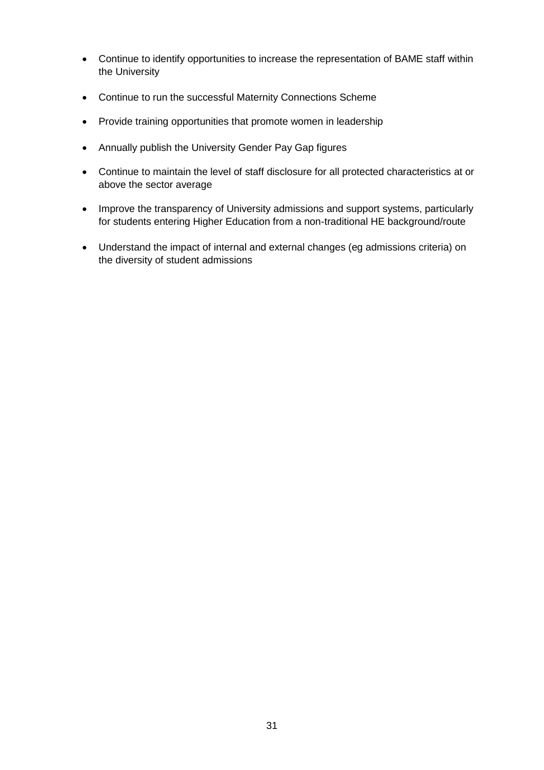- Continue to identify opportunities to increase the representation of BAME staff within the University
- Continue to run the successful Maternity Connections Scheme
- Provide training opportunities that promote women in leadership
- Annually publish the University Gender Pay Gap figures
- Continue to maintain the level of staff disclosure for all protected characteristics at or above the sector average
- Improve the transparency of University admissions and support systems, particularly for students entering Higher Education from a non-traditional HE background/route
- Understand the impact of internal and external changes (eg admissions criteria) on the diversity of student admissions